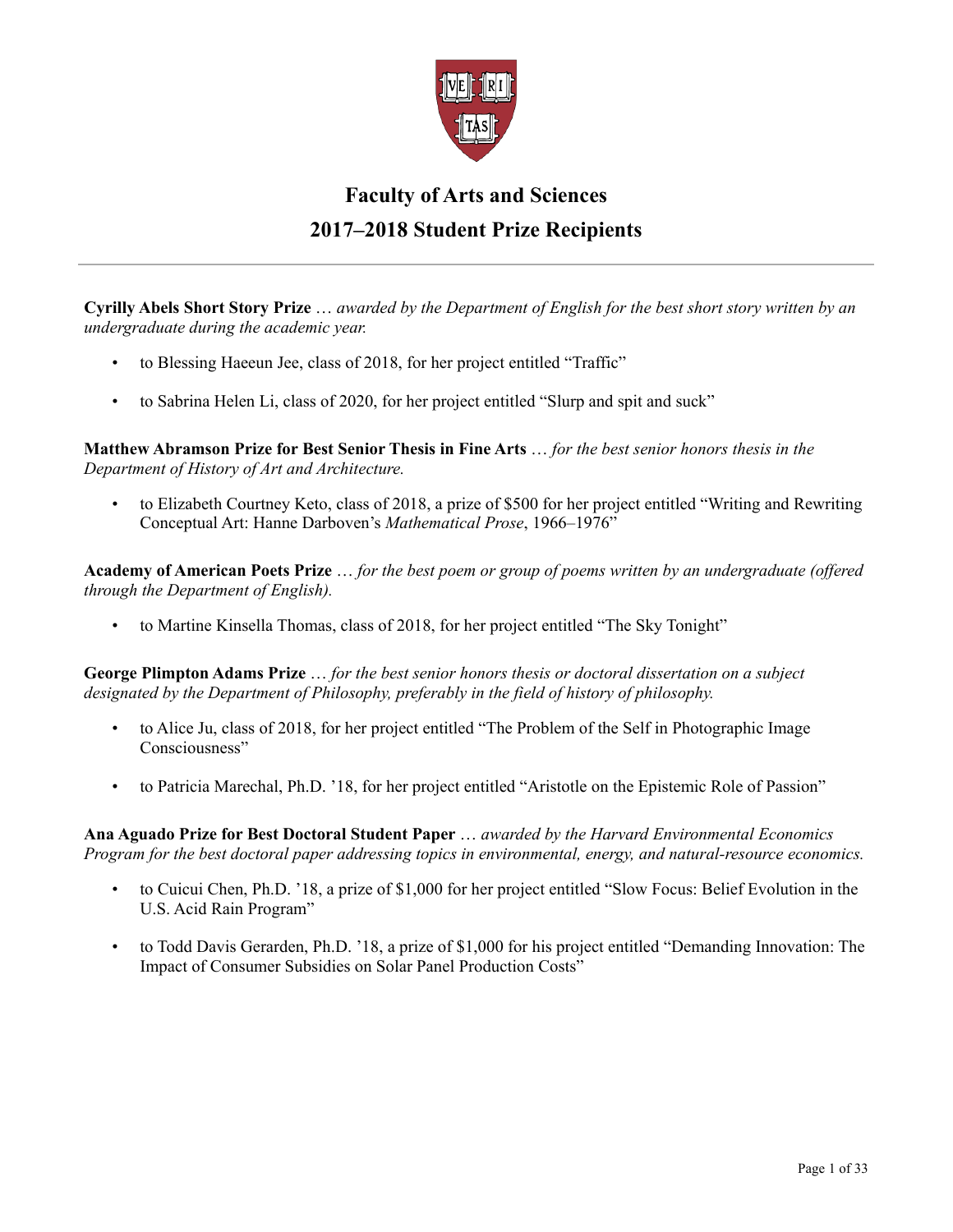# Faculty of Arts and Sciences

## 2017–2018 Student Prize Recipients

---

**Cyrilly Abels Short Story Prize** … *awarded by the Department of English for the best short story written by an undergraduate during the academic year.*

- to Blessing Haeeun Jee, class of 2018, for her project entitled "Traffic"
- to Sabrina Helen Li, class of 2020, for her project entitled "Slurp and spit and suck"

**Matthew Abramson Prize for Best Senior Thesis in Fine Arts** … *for the best senior honors thesis in the Department of History of Art and Architecture.*

- to Elizabeth Courtney Keto, class of 2018, a prize of $500 for her project entitled "Writing and Rewriting Conceptual Art: Hanne Darboven's *Mathematical Prose*, 1966–1976"

**Academy of American Poets Prize** … *for the best poem or group of poems written by an undergraduate (offered through the Department of English).*

- to Martine Kinsella Thomas, class of 2018, for her project entitled "The Sky Tonight"

**George Plimpton Adams Prize** … *for the best senior honors thesis or doctoral dissertation on a subject designated by the Department of Philosophy, preferably in the field of history of philosophy.*

- to Alice Ju, class of 2018, for her project entitled "The Problem of the Self in Photographic Image Consciousness"
- to Patricia Marechal, Ph.D. '18, for her project entitled "Aristotle on the Epistemic Role of Passion"

**Ana Aguado Prize for Best Doctoral Student Paper** … *awarded by the Harvard Environmental Economics Program for the best doctoral paper addressing topics in environmental, energy, and natural-resource economics.*

- to Cuicui Chen, Ph.D. '18, a prize of $1,000 for her project entitled "Slow Focus: Belief Evolution in the U.S. Acid Rain Program"
- to Todd Davis Gerarden, Ph.D. '18, a prize of $1,000 for his project entitled "Demanding Innovation: The Impact of Consumer Subsidies on Solar Panel Production Costs"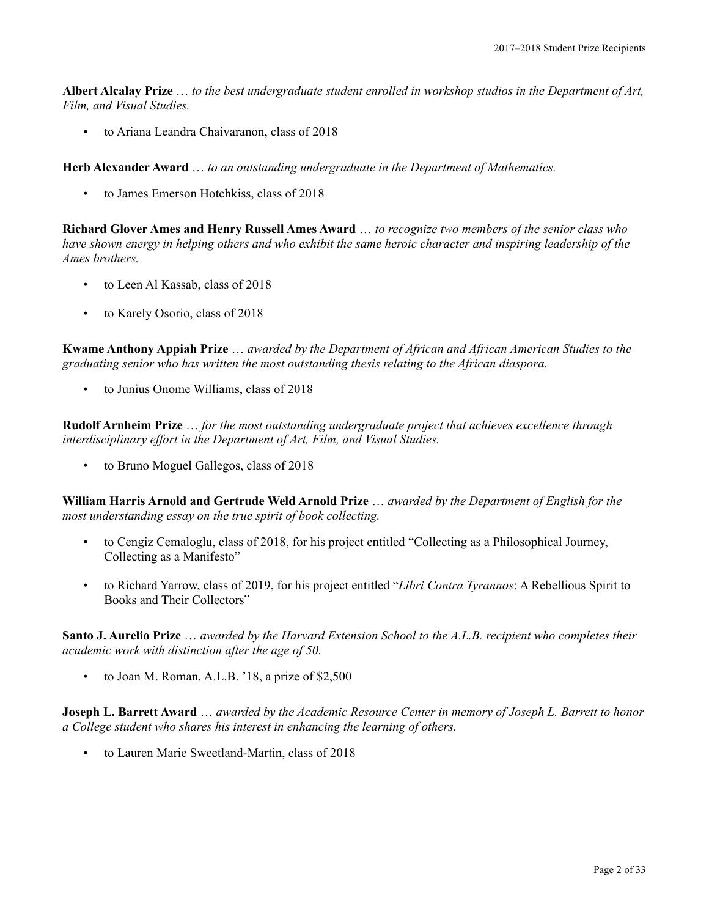**Albert Alcalay Prize** … *to the best undergraduate student enrolled in workshop studios in the Department of Art, Film, and Visual Studies.*

- to Ariana Leandra Chaivaranon, class of 2018

**Herb Alexander Award** … *to an outstanding undergraduate in the Department of Mathematics.*

- to James Emerson Hotchkiss, class of 2018

**Richard Glover Ames and Henry Russell Ames Award** … *to recognize two members of the senior class who have shown energy in helping others and who exhibit the same heroic character and inspiring leadership of the Ames brothers.*

- to Leen Al Kassab, class of 2018
- to Karely Osorio, class of 2018

**Kwame Anthony Appiah Prize** … *awarded by the Department of African and African American Studies to the graduating senior who has written the most outstanding thesis relating to the African diaspora.*

- to Junius Onome Williams, class of 2018

**Rudolf Arnheim Prize** … *for the most outstanding undergraduate project that achieves excellence through interdisciplinary effort in the Department of Art, Film, and Visual Studies.*

- to Bruno Moguel Gallegos, class of 2018

**William Harris Arnold and Gertrude Weld Arnold Prize** … *awarded by the Department of English for the most understanding essay on the true spirit of book collecting.*

- to Cengiz Cemaloglu, class of 2018, for his project entitled "Collecting as a Philosophical Journey, Collecting as a Manifesto"
- to Richard Yarrow, class of 2019, for his project entitled "*Libri Contra Tyrannos*: A Rebellious Spirit to Books and Their Collectors"

**Santo J. Aurelio Prize** … *awarded by the Harvard Extension School to the A.L.B. recipient who completes their academic work with distinction after the age of 50.*

- to Joan M. Roman, A.L.B. '18, a prize of $2,500

**Joseph L. Barrett Award** … *awarded by the Academic Resource Center in memory of Joseph L. Barrett to honor a College student who shares his interest in enhancing the learning of others.*

- to Lauren Marie Sweetland-Martin, class of 2018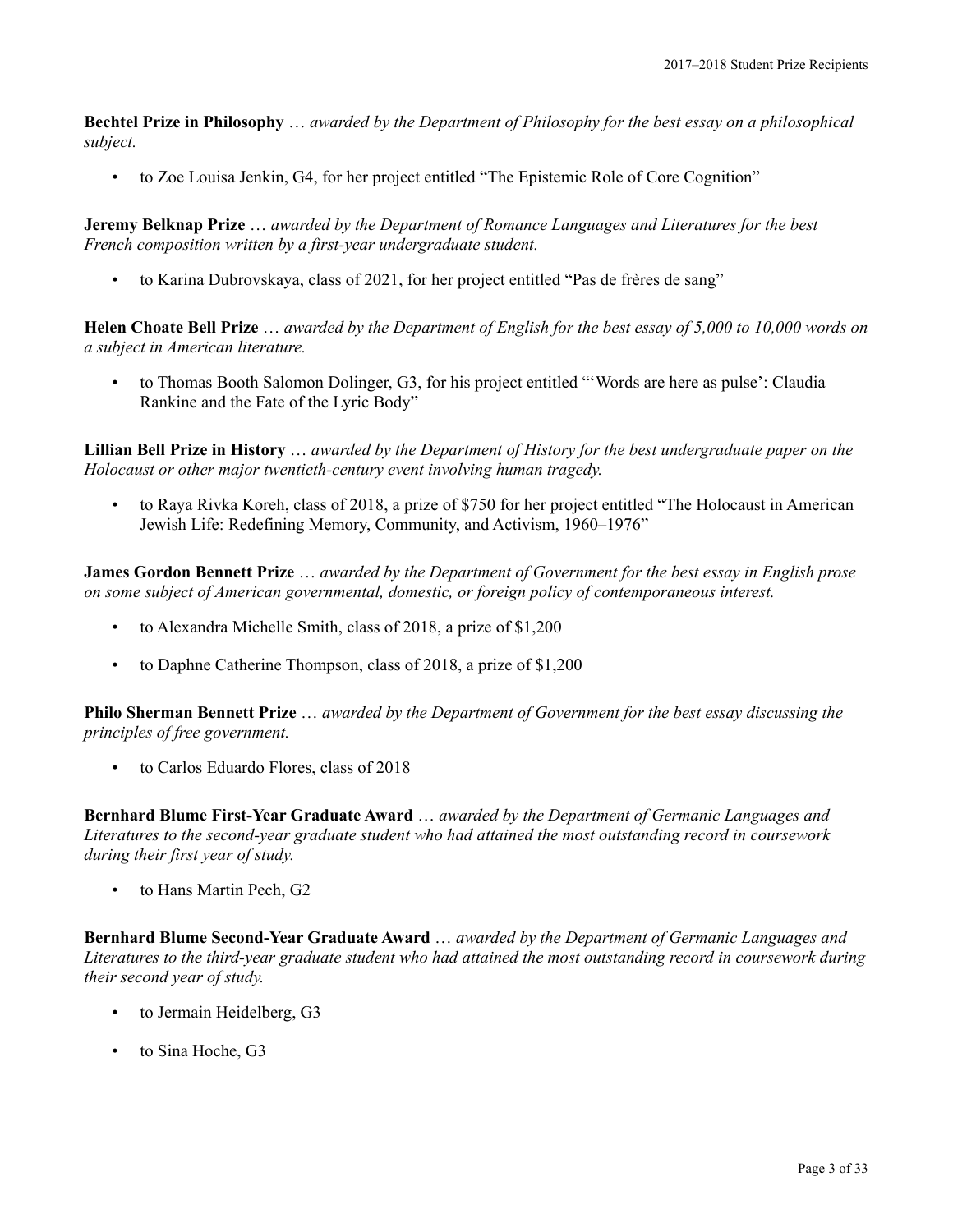**Bechtel Prize in Philosophy** … *awarded by the Department of Philosophy for the best essay on a philosophical subject.*

- to Zoe Louisa Jenkin, G4, for her project entitled "The Epistemic Role of Core Cognition"

**Jeremy Belknap Prize** … *awarded by the Department of Romance Languages and Literatures for the best French composition written by a first-year undergraduate student.*

- to Karina Dubrovskaya, class of 2021, for her project entitled "Pas de frères de sang"

**Helen Choate Bell Prize** … *awarded by the Department of English for the best essay of 5,000 to 10,000 words on a subject in American literature.*

- to Thomas Booth Salomon Dolinger, G3, for his project entitled "'Words are here as pulse': Claudia Rankine and the Fate of the Lyric Body"

**Lillian Bell Prize in History** … *awarded by the Department of History for the best undergraduate paper on the Holocaust or other major twentieth-century event involving human tragedy.*

- to Raya Rivka Koreh, class of 2018, a prize of $750 for her project entitled "The Holocaust in American Jewish Life: Redefining Memory, Community, and Activism, 1960–1976"

**James Gordon Bennett Prize** … *awarded by the Department of Government for the best essay in English prose on some subject of American governmental, domestic, or foreign policy of contemporaneous interest.*

- to Alexandra Michelle Smith, class of 2018, a prize of $1,200
- to Daphne Catherine Thompson, class of 2018, a prize of $1,200

**Philo Sherman Bennett Prize** … *awarded by the Department of Government for the best essay discussing the principles of free government.*

- to Carlos Eduardo Flores, class of 2018

**Bernhard Blume First-Year Graduate Award** … *awarded by the Department of Germanic Languages and Literatures to the second-year graduate student who had attained the most outstanding record in coursework during their first year of study.*

- to Hans Martin Pech, G2

**Bernhard Blume Second-Year Graduate Award** … *awarded by the Department of Germanic Languages and Literatures to the third-year graduate student who had attained the most outstanding record in coursework during their second year of study.*

- to Jermain Heidelberg, G3
- to Sina Hoche, G3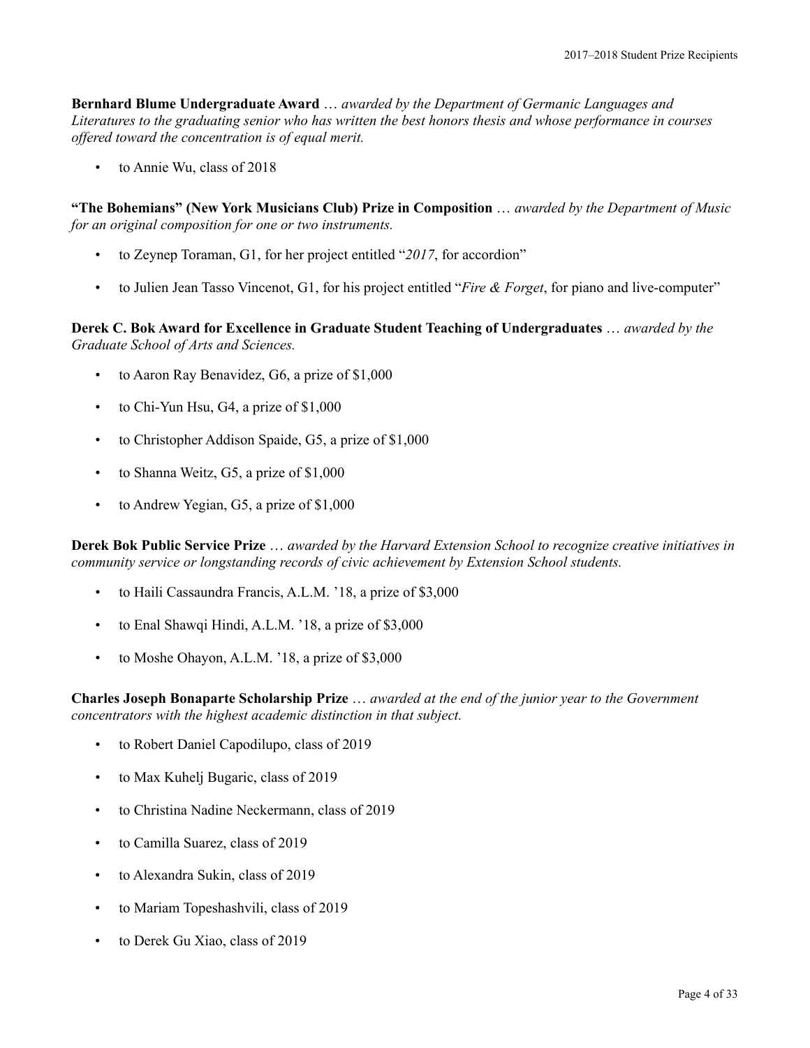**Bernhard Blume Undergraduate Award** … *awarded by the Department of Germanic Languages and Literatures to the graduating senior who has written the best honors thesis and whose performance in courses offered toward the concentration is of equal merit.*

- to Annie Wu, class of 2018

**"The Bohemians" (New York Musicians Club) Prize in Composition** … *awarded by the Department of Music for an original composition for one or two instruments.*

- to Zeynep Toraman, G1, for her project entitled "*2017*, for accordion"
- to Julien Jean Tasso Vincenot, G1, for his project entitled "*Fire & Forget*, for piano and live-computer"

**Derek C. Bok Award for Excellence in Graduate Student Teaching of Undergraduates** … *awarded by the Graduate School of Arts and Sciences.*

- to Aaron Ray Benavidez, G6, a prize of $1,000
- to Chi-Yun Hsu, G4, a prize of $1,000
- to Christopher Addison Spaide, G5, a prize of $1,000
- to Shanna Weitz, G5, a prize of $1,000
- to Andrew Yegian, G5, a prize of $1,000

**Derek Bok Public Service Prize** … *awarded by the Harvard Extension School to recognize creative initiatives in community service or longstanding records of civic achievement by Extension School students.*

- to Haili Cassaundra Francis, A.L.M. '18, a prize of $3,000
- to Enal Shawqi Hindi, A.L.M. '18, a prize of $3,000
- to Moshe Ohayon, A.L.M. '18, a prize of $3,000

**Charles Joseph Bonaparte Scholarship Prize** … *awarded at the end of the junior year to the Government concentrators with the highest academic distinction in that subject.*

- to Robert Daniel Capodilupo, class of 2019
- to Max Kuhelj Bugaric, class of 2019
- to Christina Nadine Neckermann, class of 2019
- to Camilla Suarez, class of 2019
- to Alexandra Sukin, class of 2019
- to Mariam Topeshashvili, class of 2019
- to Derek Gu Xiao, class of 2019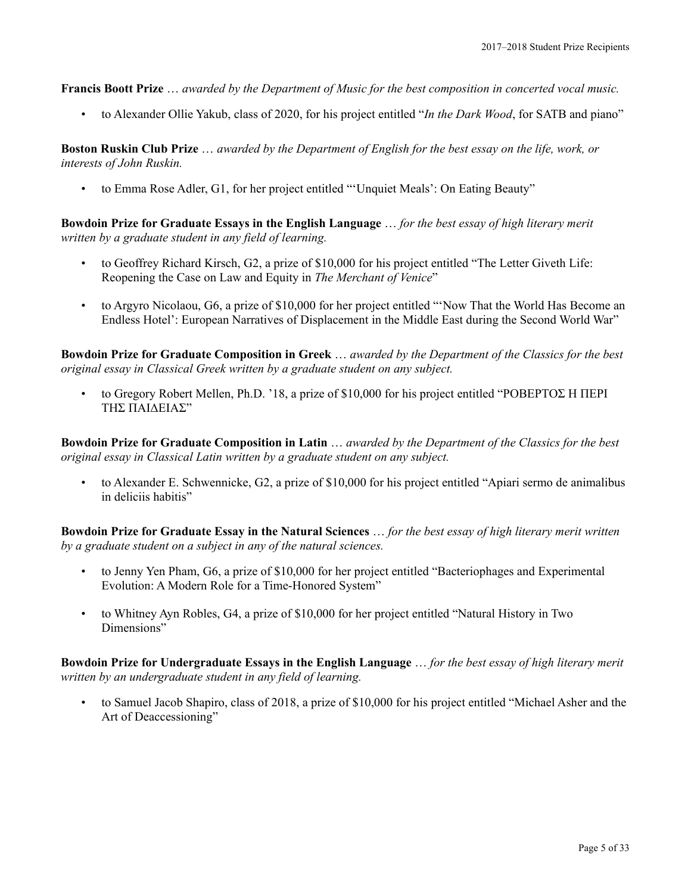**Francis Boott Prize** … *awarded by the Department of Music for the best composition in concerted vocal music.*

- to Alexander Ollie Yakub, class of 2020, for his project entitled "*In the Dark Wood*, for SATB and piano"

**Boston Ruskin Club Prize** … *awarded by the Department of English for the best essay on the life, work, or interests of John Ruskin.*

- to Emma Rose Adler, G1, for her project entitled "'Unquiet Meals': On Eating Beauty"

**Bowdoin Prize for Graduate Essays in the English Language** … *for the best essay of high literary merit written by a graduate student in any field of learning.*

- to Geoffrey Richard Kirsch, G2, a prize of $10,000 for his project entitled "The Letter Giveth Life: Reopening the Case on Law and Equity in *The Merchant of Venice*"
- to Argyro Nicolaou, G6, a prize of $10,000 for her project entitled "'Now That the World Has Become an Endless Hotel': European Narratives of Displacement in the Middle East during the Second World War"

**Bowdoin Prize for Graduate Composition in Greek** … *awarded by the Department of the Classics for the best original essay in Classical Greek written by a graduate student on any subject.*

- to Gregory Robert Mellen, Ph.D. '18, a prize of $10,000 for his project entitled "ΡΟΒΕΡΤΟΣ Η ΠΕΡΙ ΤΗΣ ΠΑΙΔΕΙΑΣ"

**Bowdoin Prize for Graduate Composition in Latin** … *awarded by the Department of the Classics for the best original essay in Classical Latin written by a graduate student on any subject.*

- to Alexander E. Schwennicke, G2, a prize of $10,000 for his project entitled "Apiari sermo de animalibus in deliciis habitis"

**Bowdoin Prize for Graduate Essay in the Natural Sciences** … *for the best essay of high literary merit written by a graduate student on a subject in any of the natural sciences.*

- to Jenny Yen Pham, G6, a prize of $10,000 for her project entitled "Bacteriophages and Experimental Evolution: A Modern Role for a Time-Honored System"
- to Whitney Ayn Robles, G4, a prize of $10,000 for her project entitled "Natural History in Two Dimensions"

**Bowdoin Prize for Undergraduate Essays in the English Language** … *for the best essay of high literary merit written by an undergraduate student in any field of learning.*

- to Samuel Jacob Shapiro, class of 2018, a prize of $10,000 for his project entitled "Michael Asher and the Art of Deaccessioning"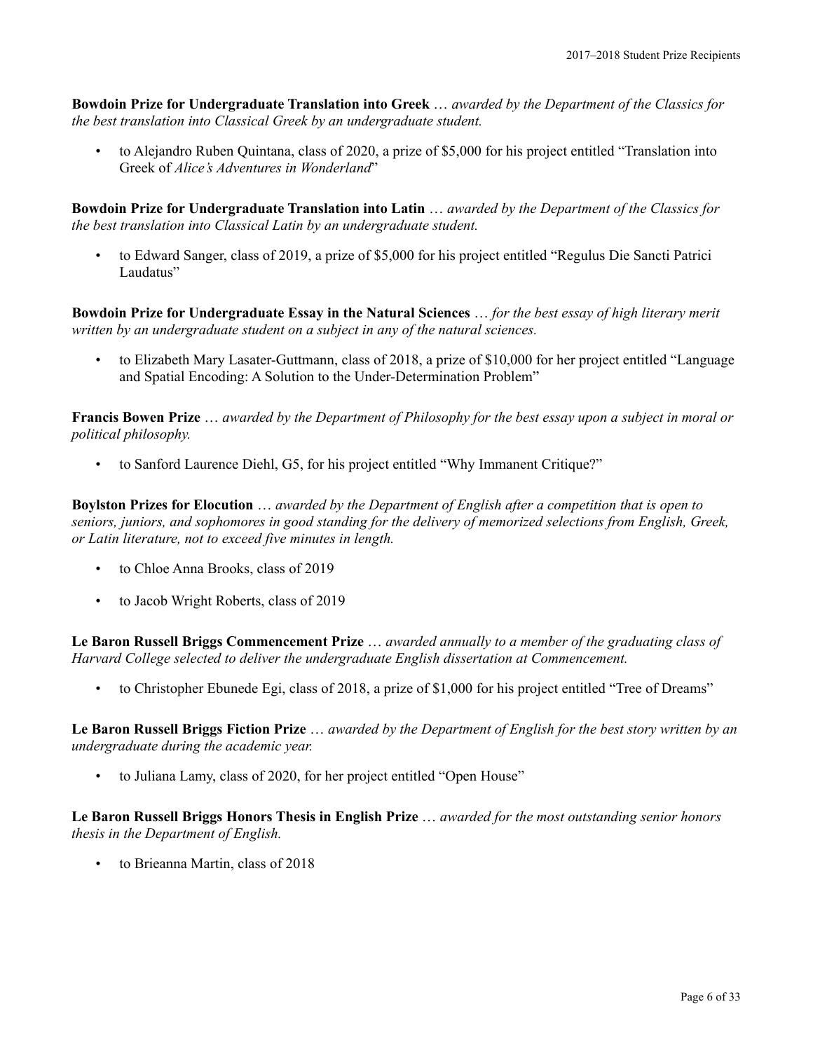**Bowdoin Prize for Undergraduate Translation into Greek** … *awarded by the Department of the Classics for the best translation into Classical Greek by an undergraduate student.*

- to Alejandro Ruben Quintana, class of 2020, a prize of $5,000 for his project entitled "Translation into Greek of *Alice's Adventures in Wonderland*"

**Bowdoin Prize for Undergraduate Translation into Latin** … *awarded by the Department of the Classics for the best translation into Classical Latin by an undergraduate student.*

- to Edward Sanger, class of 2019, a prize of $5,000 for his project entitled "Regulus Die Sancti Patrici Laudatus"

**Bowdoin Prize for Undergraduate Essay in the Natural Sciences** … *for the best essay of high literary merit written by an undergraduate student on a subject in any of the natural sciences.*

- to Elizabeth Mary Lasater-Guttmann, class of 2018, a prize of $10,000 for her project entitled "Language and Spatial Encoding: A Solution to the Under-Determination Problem"

**Francis Bowen Prize** … *awarded by the Department of Philosophy for the best essay upon a subject in moral or political philosophy.*

- to Sanford Laurence Diehl, G5, for his project entitled "Why Immanent Critique?"

**Boylston Prizes for Elocution** … *awarded by the Department of English after a competition that is open to seniors, juniors, and sophomores in good standing for the delivery of memorized selections from English, Greek, or Latin literature, not to exceed five minutes in length.*

- to Chloe Anna Brooks, class of 2019
- to Jacob Wright Roberts, class of 2019

**Le Baron Russell Briggs Commencement Prize** … *awarded annually to a member of the graduating class of Harvard College selected to deliver the undergraduate English dissertation at Commencement.*

- to Christopher Ebunede Egi, class of 2018, a prize of $1,000 for his project entitled "Tree of Dreams"

**Le Baron Russell Briggs Fiction Prize** … *awarded by the Department of English for the best story written by an undergraduate during the academic year.*

- to Juliana Lamy, class of 2020, for her project entitled "Open House"

**Le Baron Russell Briggs Honors Thesis in English Prize** … *awarded for the most outstanding senior honors thesis in the Department of English.*

- to Brieanna Martin, class of 2018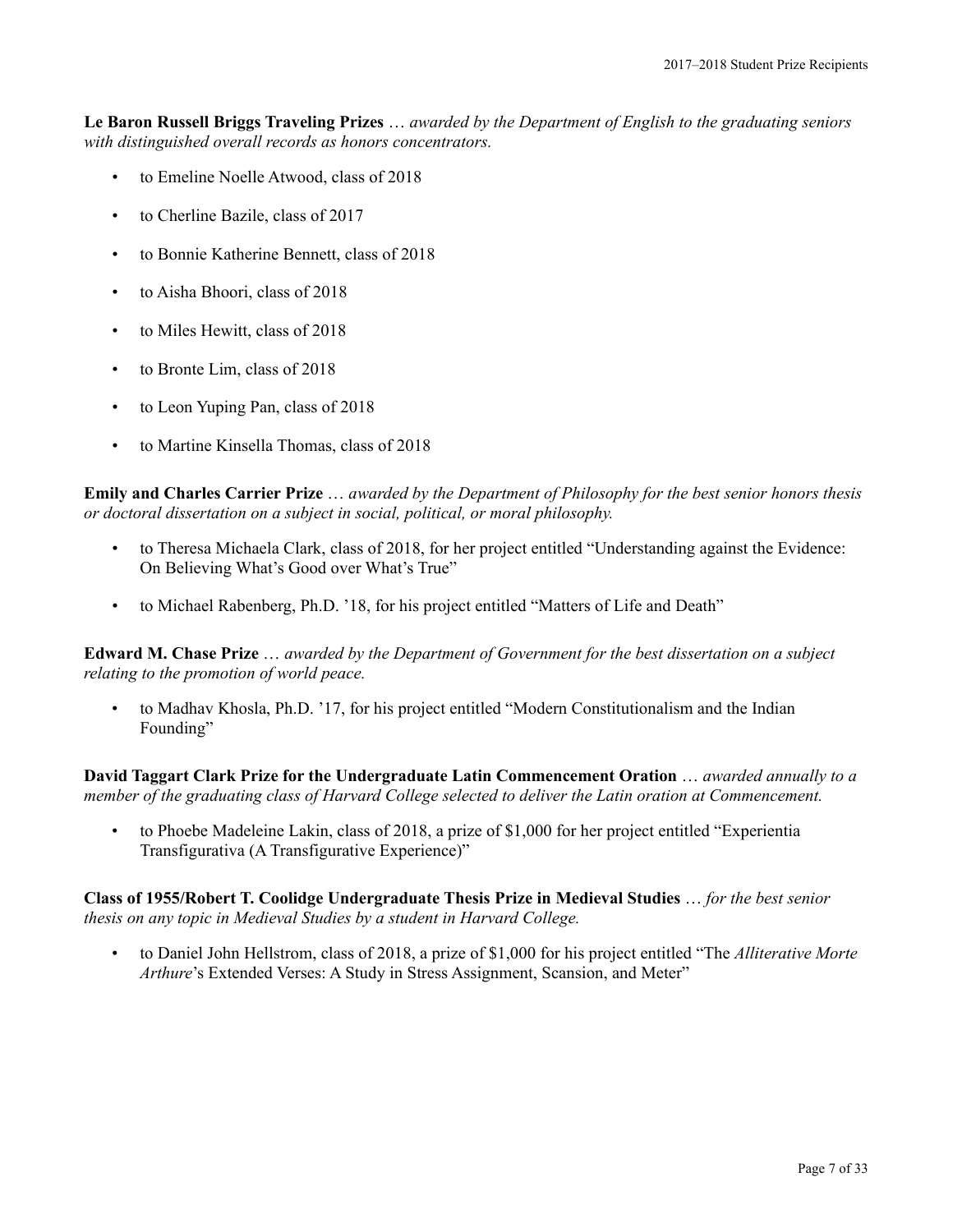**Le Baron Russell Briggs Traveling Prizes** … *awarded by the Department of English to the graduating seniors with distinguished overall records as honors concentrators.*

- to Emeline Noelle Atwood, class of 2018
- to Cherline Bazile, class of 2017
- to Bonnie Katherine Bennett, class of 2018
- to Aisha Bhoori, class of 2018
- to Miles Hewitt, class of 2018
- to Bronte Lim, class of 2018
- to Leon Yuping Pan, class of 2018
- to Martine Kinsella Thomas, class of 2018

**Emily and Charles Carrier Prize** … *awarded by the Department of Philosophy for the best senior honors thesis or doctoral dissertation on a subject in social, political, or moral philosophy.*

- to Theresa Michaela Clark, class of 2018, for her project entitled "Understanding against the Evidence: On Believing What's Good over What's True"
- to Michael Rabenberg, Ph.D. '18, for his project entitled "Matters of Life and Death"

**Edward M. Chase Prize** … *awarded by the Department of Government for the best dissertation on a subject relating to the promotion of world peace.*

- to Madhav Khosla, Ph.D. '17, for his project entitled "Modern Constitutionalism and the Indian Founding"

**David Taggart Clark Prize for the Undergraduate Latin Commencement Oration** … *awarded annually to a member of the graduating class of Harvard College selected to deliver the Latin oration at Commencement.*

- to Phoebe Madeleine Lakin, class of 2018, a prize of $1,000 for her project entitled "Experientia Transfigurativa (A Transfigurative Experience)"

**Class of 1955/Robert T. Coolidge Undergraduate Thesis Prize in Medieval Studies** … *for the best senior thesis on any topic in Medieval Studies by a student in Harvard College.*

- to Daniel John Hellstrom, class of 2018, a prize of $1,000 for his project entitled "The *Alliterative Morte Arthure*'s Extended Verses: A Study in Stress Assignment, Scansion, and Meter"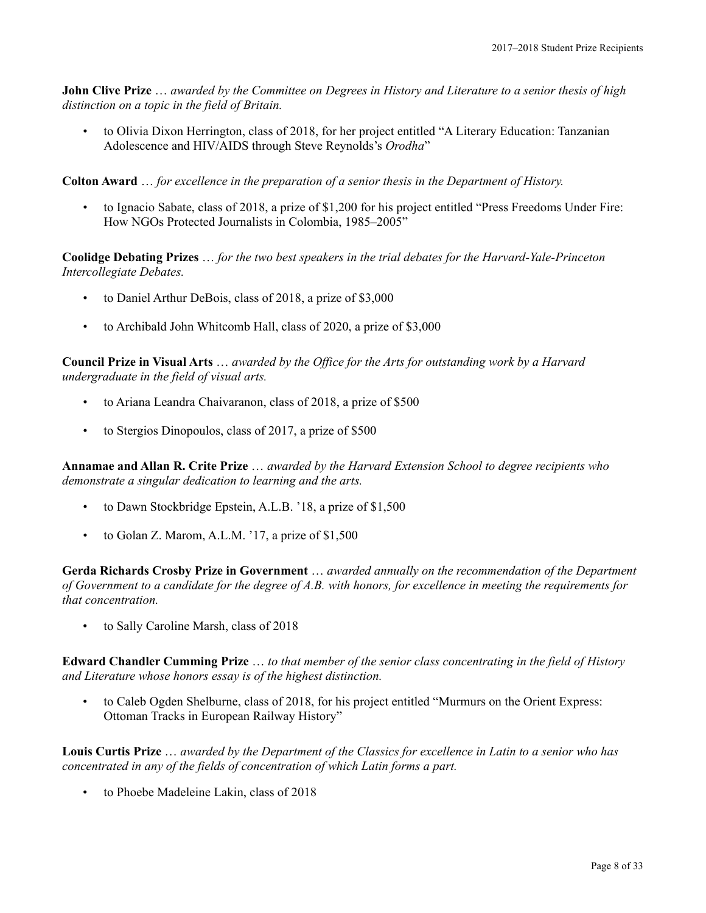**John Clive Prize** … *awarded by the Committee on Degrees in History and Literature to a senior thesis of high distinction on a topic in the field of Britain.*

- to Olivia Dixon Herrington, class of 2018, for her project entitled "A Literary Education: Tanzanian Adolescence and HIV/AIDS through Steve Reynolds's *Orodha*"

**Colton Award** … *for excellence in the preparation of a senior thesis in the Department of History.*

- to Ignacio Sabate, class of 2018, a prize of $1,200 for his project entitled "Press Freedoms Under Fire: How NGOs Protected Journalists in Colombia, 1985–2005"

**Coolidge Debating Prizes** … *for the two best speakers in the trial debates for the Harvard-Yale-Princeton Intercollegiate Debates.*

- to Daniel Arthur DeBois, class of 2018, a prize of $3,000
- to Archibald John Whitcomb Hall, class of 2020, a prize of $3,000

**Council Prize in Visual Arts** … *awarded by the Office for the Arts for outstanding work by a Harvard undergraduate in the field of visual arts.*

- to Ariana Leandra Chaivaranon, class of 2018, a prize of $500
- to Stergios Dinopoulos, class of 2017, a prize of $500

**Annamae and Allan R. Crite Prize** … *awarded by the Harvard Extension School to degree recipients who demonstrate a singular dedication to learning and the arts.*

- to Dawn Stockbridge Epstein, A.L.B. '18, a prize of $1,500
- to Golan Z. Marom, A.L.M. '17, a prize of $1,500

**Gerda Richards Crosby Prize in Government** … *awarded annually on the recommendation of the Department of Government to a candidate for the degree of A.B. with honors, for excellence in meeting the requirements for that concentration.*

- to Sally Caroline Marsh, class of 2018

**Edward Chandler Cumming Prize** … *to that member of the senior class concentrating in the field of History and Literature whose honors essay is of the highest distinction.*

- to Caleb Ogden Shelburne, class of 2018, for his project entitled "Murmurs on the Orient Express: Ottoman Tracks in European Railway History"

**Louis Curtis Prize** … *awarded by the Department of the Classics for excellence in Latin to a senior who has concentrated in any of the fields of concentration of which Latin forms a part.*

- to Phoebe Madeleine Lakin, class of 2018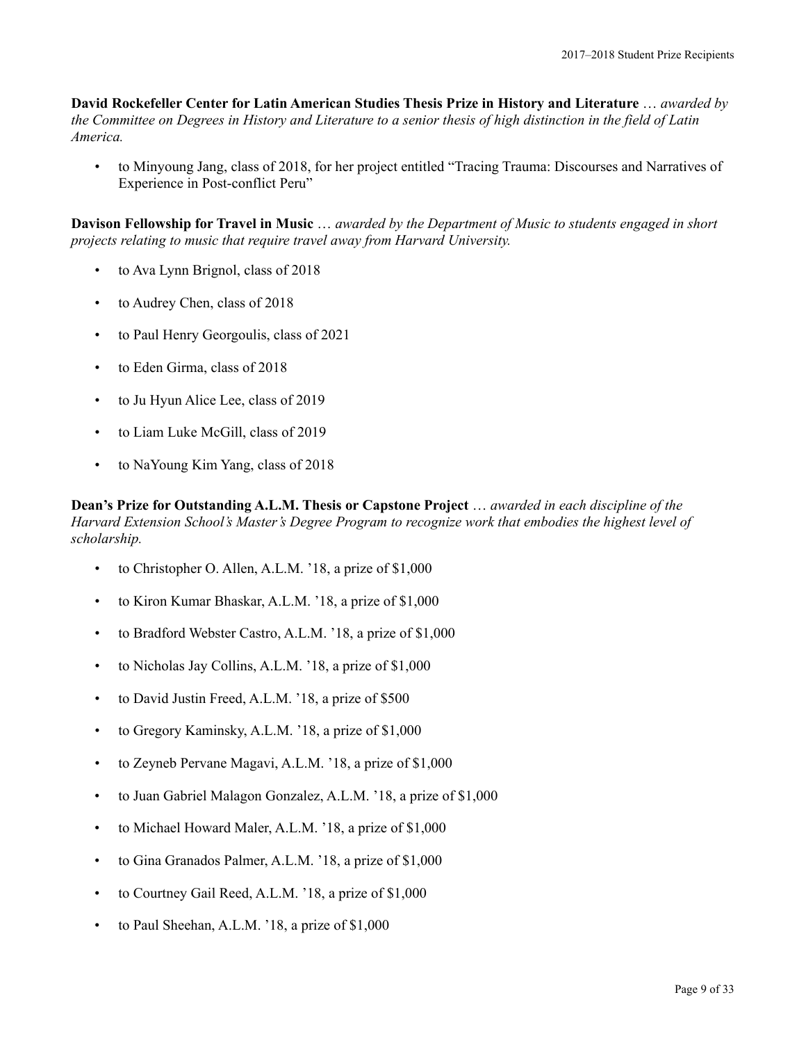**David Rockefeller Center for Latin American Studies Thesis Prize in History and Literature** … *awarded by the Committee on Degrees in History and Literature to a senior thesis of high distinction in the field of Latin America.*

- to Minyoung Jang, class of 2018, for her project entitled "Tracing Trauma: Discourses and Narratives of Experience in Post-conflict Peru"

**Davison Fellowship for Travel in Music** … *awarded by the Department of Music to students engaged in short projects relating to music that require travel away from Harvard University.*

- to Ava Lynn Brignol, class of 2018
- to Audrey Chen, class of 2018
- to Paul Henry Georgoulis, class of 2021
- to Eden Girma, class of 2018
- to Ju Hyun Alice Lee, class of 2019
- to Liam Luke McGill, class of 2019
- to NaYoung Kim Yang, class of 2018

**Dean's Prize for Outstanding A.L.M. Thesis or Capstone Project** … *awarded in each discipline of the Harvard Extension School's Master's Degree Program to recognize work that embodies the highest level of scholarship.*

- to Christopher O. Allen, A.L.M. '18, a prize of $1,000
- to Kiron Kumar Bhaskar, A.L.M. '18, a prize of $1,000
- to Bradford Webster Castro, A.L.M. '18, a prize of $1,000
- to Nicholas Jay Collins, A.L.M. '18, a prize of $1,000
- to David Justin Freed, A.L.M. '18, a prize of $500
- to Gregory Kaminsky, A.L.M. '18, a prize of $1,000
- to Zeyneb Pervane Magavi, A.L.M. '18, a prize of $1,000
- to Juan Gabriel Malagon Gonzalez, A.L.M. '18, a prize of $1,000
- to Michael Howard Maler, A.L.M. '18, a prize of $1,000
- to Gina Granados Palmer, A.L.M. '18, a prize of $1,000
- to Courtney Gail Reed, A.L.M. '18, a prize of $1,000
- to Paul Sheehan, A.L.M. '18, a prize of $1,000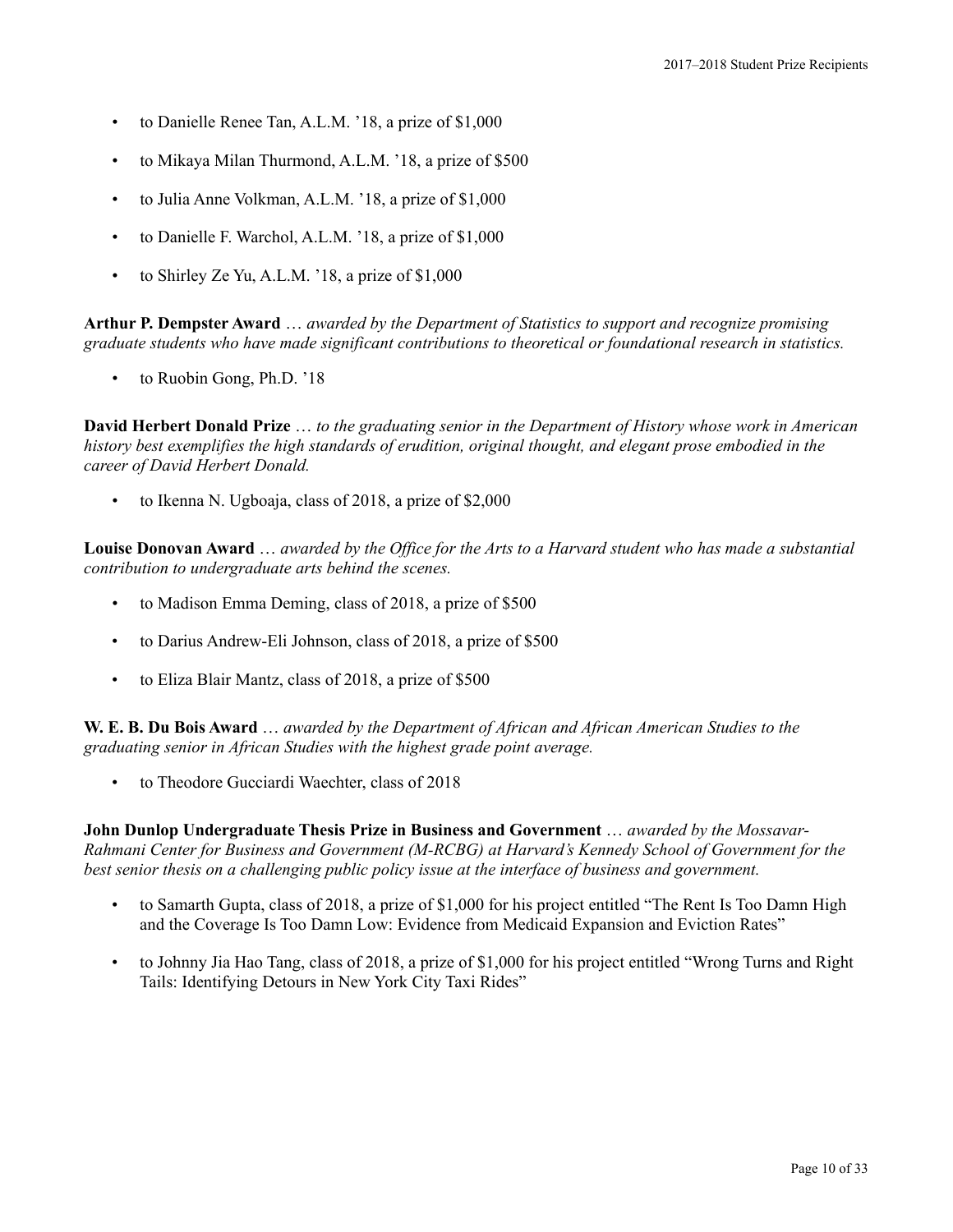- to Danielle Renee Tan, A.L.M. ’18, a prize of $1,000
- to Mikaya Milan Thurmond, A.L.M. ’18, a prize of $500
- to Julia Anne Volkman, A.L.M. ’18, a prize of $1,000
- to Danielle F. Warchol, A.L.M. ’18, a prize of $1,000
- to Shirley Ze Yu, A.L.M. ’18, a prize of $1,000

**Arthur P. Dempster Award** … *awarded by the Department of Statistics to support and recognize promising graduate students who have made significant contributions to theoretical or foundational research in statistics.*

- to Ruobin Gong, Ph.D. ’18

**David Herbert Donald Prize** … *to the graduating senior in the Department of History whose work in American history best exemplifies the high standards of erudition, original thought, and elegant prose embodied in the career of David Herbert Donald.*

- to Ikenna N. Ugboaja, class of 2018, a prize of $2,000

**Louise Donovan Award** … *awarded by the Office for the Arts to a Harvard student who has made a substantial contribution to undergraduate arts behind the scenes.*

- to Madison Emma Deming, class of 2018, a prize of $500
- to Darius Andrew-Eli Johnson, class of 2018, a prize of $500
- to Eliza Blair Mantz, class of 2018, a prize of $500

**W. E. B. Du Bois Award** … *awarded by the Department of African and African American Studies to the graduating senior in African Studies with the highest grade point average.*

- to Theodore Gucciardi Waechter, class of 2018

**John Dunlop Undergraduate Thesis Prize in Business and Government** … *awarded by the Mossavar-Rahmani Center for Business and Government (M-RCBG) at Harvard’s Kennedy School of Government for the best senior thesis on a challenging public policy issue at the interface of business and government.*

- to Samarth Gupta, class of 2018, a prize of $1,000 for his project entitled “The Rent Is Too Damn High and the Coverage Is Too Damn Low: Evidence from Medicaid Expansion and Eviction Rates”
- to Johnny Jia Hao Tang, class of 2018, a prize of $1,000 for his project entitled “Wrong Turns and Right Tails: Identifying Detours in New York City Taxi Rides”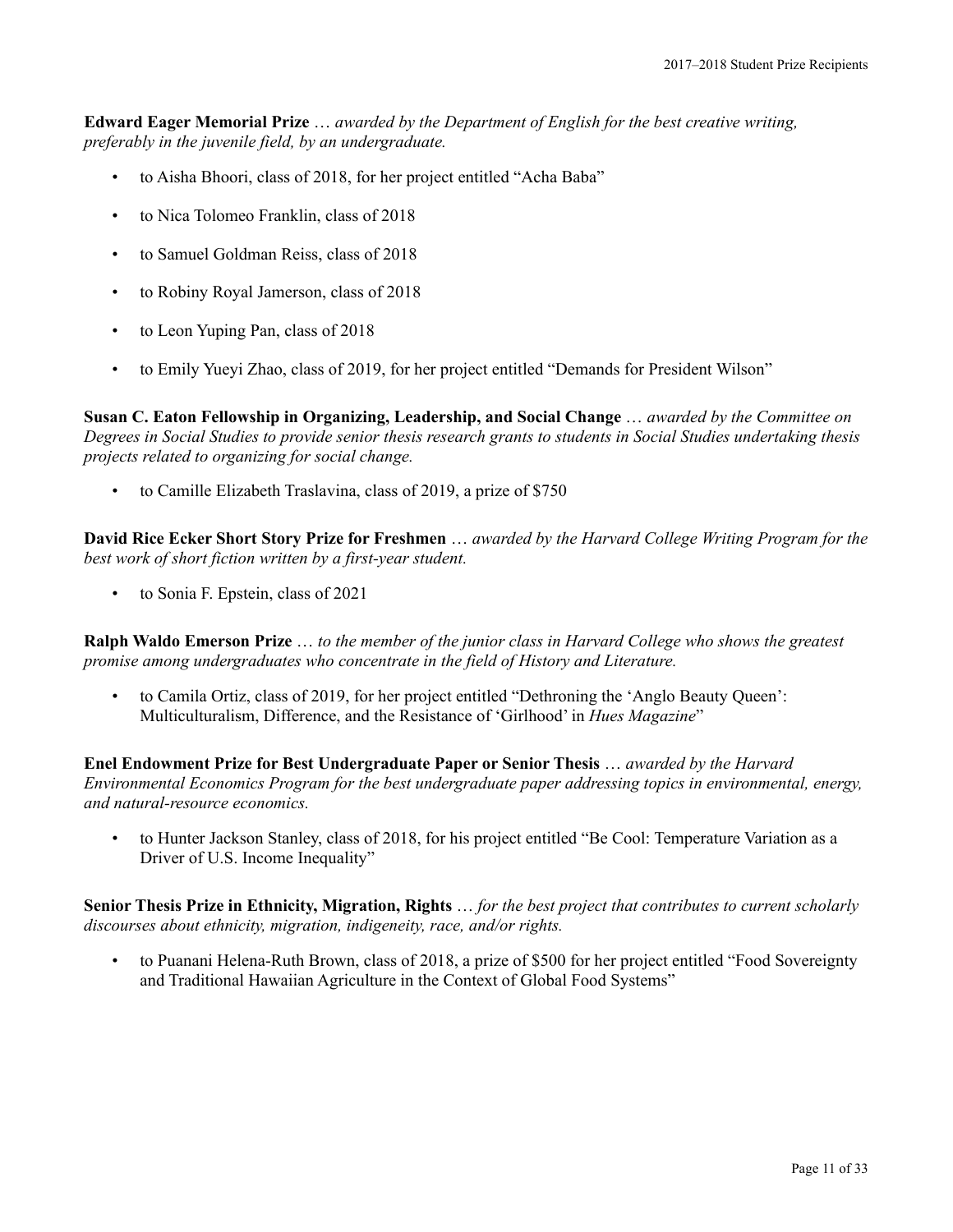**Edward Eager Memorial Prize** … *awarded by the Department of English for the best creative writing, preferably in the juvenile field, by an undergraduate.*

- to Aisha Bhoori, class of 2018, for her project entitled "Acha Baba"
- to Nica Tolomeo Franklin, class of 2018
- to Samuel Goldman Reiss, class of 2018
- to Robiny Royal Jamerson, class of 2018
- to Leon Yuping Pan, class of 2018
- to Emily Yueyi Zhao, class of 2019, for her project entitled "Demands for President Wilson"

**Susan C. Eaton Fellowship in Organizing, Leadership, and Social Change** … *awarded by the Committee on Degrees in Social Studies to provide senior thesis research grants to students in Social Studies undertaking thesis projects related to organizing for social change.*

- to Camille Elizabeth Traslavina, class of 2019, a prize of $750

**David Rice Ecker Short Story Prize for Freshmen** … *awarded by the Harvard College Writing Program for the best work of short fiction written by a first-year student.*

- to Sonia F. Epstein, class of 2021

**Ralph Waldo Emerson Prize** … *to the member of the junior class in Harvard College who shows the greatest promise among undergraduates who concentrate in the field of History and Literature.*

- to Camila Ortiz, class of 2019, for her project entitled "Dethroning the 'Anglo Beauty Queen': Multiculturalism, Difference, and the Resistance of 'Girlhood' in *Hues Magazine*"

**Enel Endowment Prize for Best Undergraduate Paper or Senior Thesis** … *awarded by the Harvard Environmental Economics Program for the best undergraduate paper addressing topics in environmental, energy, and natural-resource economics.*

- to Hunter Jackson Stanley, class of 2018, for his project entitled "Be Cool: Temperature Variation as a Driver of U.S. Income Inequality"

**Senior Thesis Prize in Ethnicity, Migration, Rights** … *for the best project that contributes to current scholarly discourses about ethnicity, migration, indigeneity, race, and/or rights.*

- to Puanani Helena-Ruth Brown, class of 2018, a prize of $500 for her project entitled "Food Sovereignty and Traditional Hawaiian Agriculture in the Context of Global Food Systems"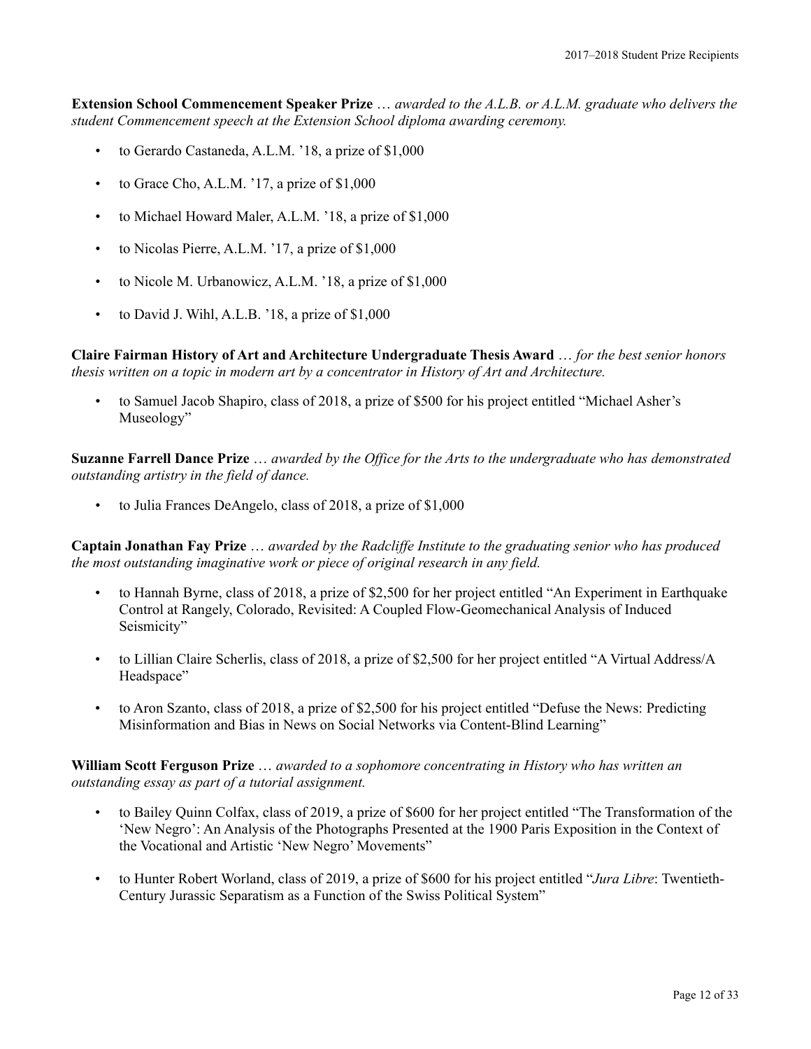**Extension School Commencement Speaker Prize** … *awarded to the A.L.B. or A.L.M. graduate who delivers the student Commencement speech at the Extension School diploma awarding ceremony.*

- to Gerardo Castaneda, A.L.M. ’18, a prize of $1,000
- to Grace Cho, A.L.M. ’17, a prize of $1,000
- to Michael Howard Maler, A.L.M. ’18, a prize of $1,000
- to Nicolas Pierre, A.L.M. ’17, a prize of $1,000
- to Nicole M. Urbanowicz, A.L.M. ’18, a prize of $1,000
- to David J. Wihl, A.L.B. ’18, a prize of $1,000

**Claire Fairman History of Art and Architecture Undergraduate Thesis Award** … *for the best senior honors thesis written on a topic in modern art by a concentrator in History of Art and Architecture.*

- to Samuel Jacob Shapiro, class of 2018, a prize of $500 for his project entitled “Michael Asher’s Museology”

**Suzanne Farrell Dance Prize** … *awarded by the Office for the Arts to the undergraduate who has demonstrated outstanding artistry in the field of dance.*

- to Julia Frances DeAngelo, class of 2018, a prize of $1,000

**Captain Jonathan Fay Prize** … *awarded by the Radcliffe Institute to the graduating senior who has produced the most outstanding imaginative work or piece of original research in any field.*

- to Hannah Byrne, class of 2018, a prize of $2,500 for her project entitled “An Experiment in Earthquake Control at Rangely, Colorado, Revisited: A Coupled Flow-Geomechanical Analysis of Induced Seismicity”
- to Lillian Claire Scherlis, class of 2018, a prize of $2,500 for her project entitled “A Virtual Address/A Headspace”
- to Aron Szanto, class of 2018, a prize of $2,500 for his project entitled “Defuse the News: Predicting Misinformation and Bias in News on Social Networks via Content-Blind Learning”

**William Scott Ferguson Prize** … *awarded to a sophomore concentrating in History who has written an outstanding essay as part of a tutorial assignment.*

- to Bailey Quinn Colfax, class of 2019, a prize of $600 for her project entitled “The Transformation of the ‘New Negro’: An Analysis of the Photographs Presented at the 1900 Paris Exposition in the Context of the Vocational and Artistic ‘New Negro’ Movements”
- to Hunter Robert Worland, class of 2019, a prize of $600 for his project entitled “*Jura Libre*: Twentieth-Century Jurassic Separatism as a Function of the Swiss Political System”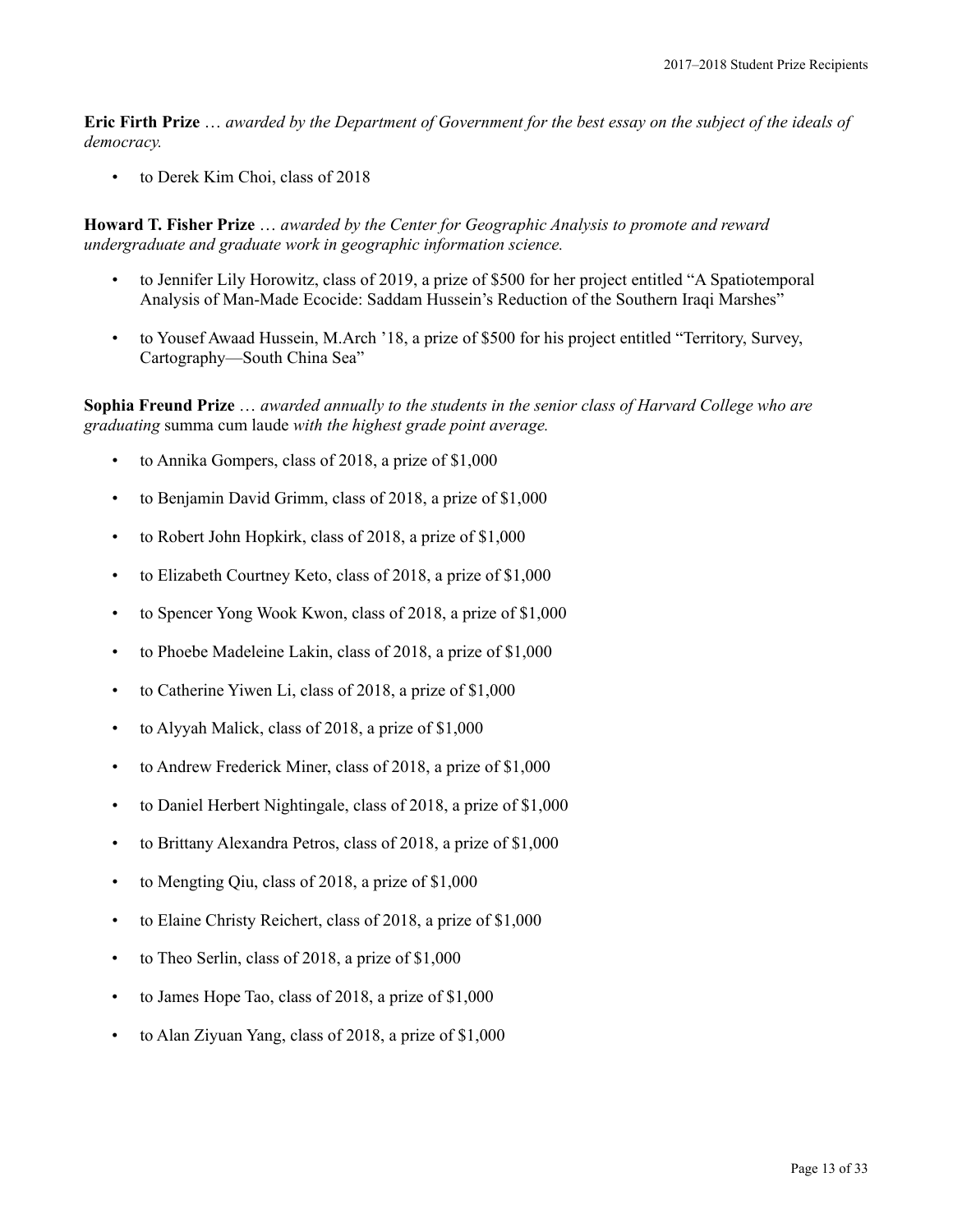**Eric Firth Prize** … *awarded by the Department of Government for the best essay on the subject of the ideals of democracy.*

- to Derek Kim Choi, class of 2018

**Howard T. Fisher Prize** … *awarded by the Center for Geographic Analysis to promote and reward undergraduate and graduate work in geographic information science.*

- to Jennifer Lily Horowitz, class of 2019, a prize of $500 for her project entitled "A Spatiotemporal Analysis of Man-Made Ecocide: Saddam Hussein's Reduction of the Southern Iraqi Marshes"
- to Yousef Awaad Hussein, M.Arch '18, a prize of $500 for his project entitled "Territory, Survey, Cartography—South China Sea"

**Sophia Freund Prize** … *awarded annually to the students in the senior class of Harvard College who are graduating* summa cum laude *with the highest grade point average.*

- to Annika Gompers, class of 2018, a prize of $1,000
- to Benjamin David Grimm, class of 2018, a prize of $1,000
- to Robert John Hopkirk, class of 2018, a prize of $1,000
- to Elizabeth Courtney Keto, class of 2018, a prize of $1,000
- to Spencer Yong Wook Kwon, class of 2018, a prize of $1,000
- to Phoebe Madeleine Lakin, class of 2018, a prize of $1,000
- to Catherine Yiwen Li, class of 2018, a prize of $1,000
- to Alyyah Malick, class of 2018, a prize of $1,000
- to Andrew Frederick Miner, class of 2018, a prize of $1,000
- to Daniel Herbert Nightingale, class of 2018, a prize of $1,000
- to Brittany Alexandra Petros, class of 2018, a prize of $1,000
- to Mengting Qiu, class of 2018, a prize of $1,000
- to Elaine Christy Reichert, class of 2018, a prize of $1,000
- to Theo Serlin, class of 2018, a prize of $1,000
- to James Hope Tao, class of 2018, a prize of $1,000
- to Alan Ziyuan Yang, class of 2018, a prize of $1,000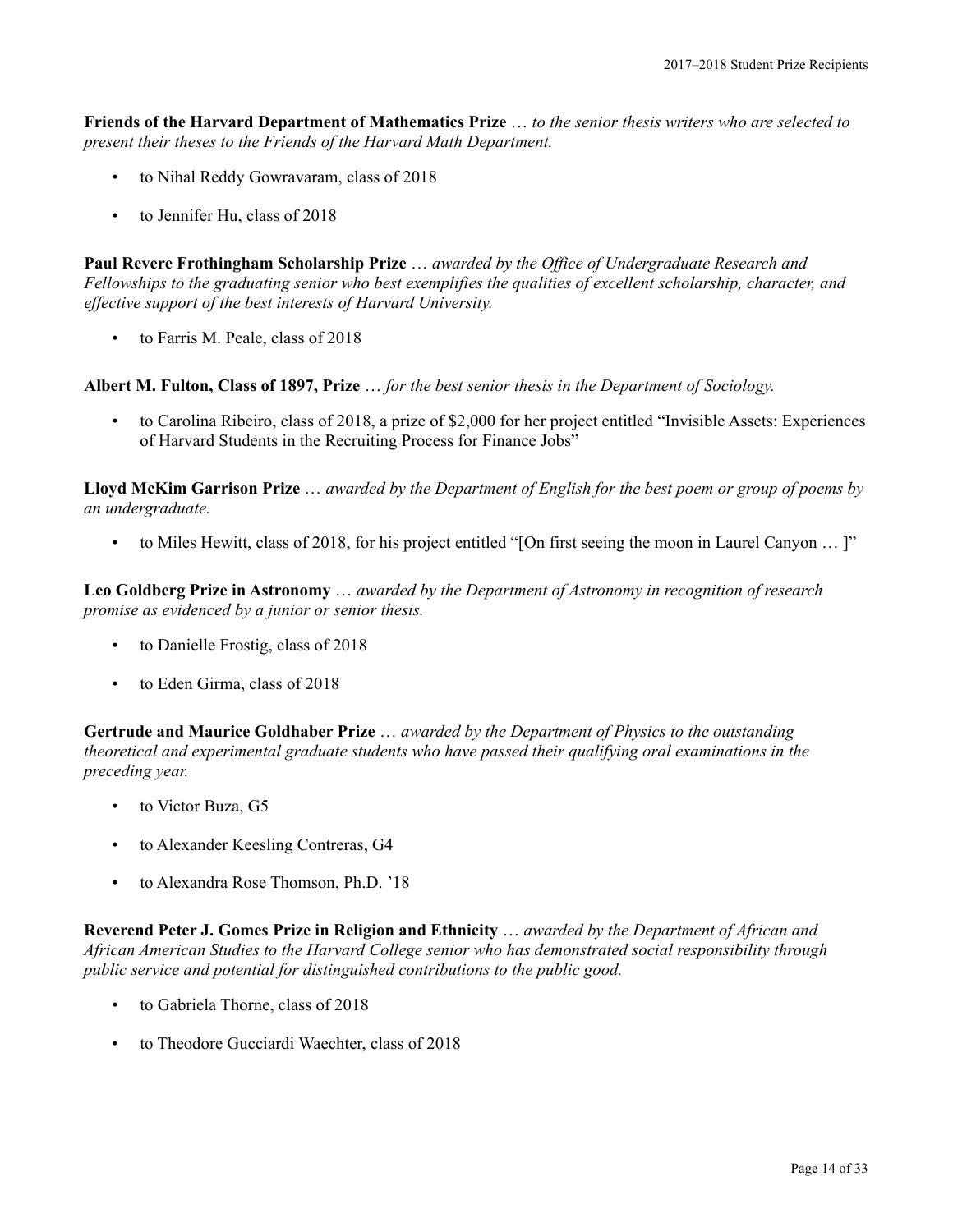**Friends of the Harvard Department of Mathematics Prize** … *to the senior thesis writers who are selected to present their theses to the Friends of the Harvard Math Department.*

- to Nihal Reddy Gowravaram, class of 2018
- to Jennifer Hu, class of 2018

**Paul Revere Frothingham Scholarship Prize** … *awarded by the Office of Undergraduate Research and Fellowships to the graduating senior who best exemplifies the qualities of excellent scholarship, character, and effective support of the best interests of Harvard University.*

- to Farris M. Peale, class of 2018

**Albert M. Fulton, Class of 1897, Prize** … *for the best senior thesis in the Department of Sociology.*

- to Carolina Ribeiro, class of 2018, a prize of $2,000 for her project entitled "Invisible Assets: Experiences of Harvard Students in the Recruiting Process for Finance Jobs"

**Lloyd McKim Garrison Prize** … *awarded by the Department of English for the best poem or group of poems by an undergraduate.*

- to Miles Hewitt, class of 2018, for his project entitled "[On first seeing the moon in Laurel Canyon … ]"

**Leo Goldberg Prize in Astronomy** … *awarded by the Department of Astronomy in recognition of research promise as evidenced by a junior or senior thesis.*

- to Danielle Frostig, class of 2018
- to Eden Girma, class of 2018

**Gertrude and Maurice Goldhaber Prize** … *awarded by the Department of Physics to the outstanding theoretical and experimental graduate students who have passed their qualifying oral examinations in the preceding year.*

- to Victor Buza, G5
- to Alexander Keesling Contreras, G4
- to Alexandra Rose Thomson, Ph.D. '18

**Reverend Peter J. Gomes Prize in Religion and Ethnicity** … *awarded by the Department of African and African American Studies to the Harvard College senior who has demonstrated social responsibility through public service and potential for distinguished contributions to the public good.*

- to Gabriela Thorne, class of 2018
- to Theodore Gucciardi Waechter, class of 2018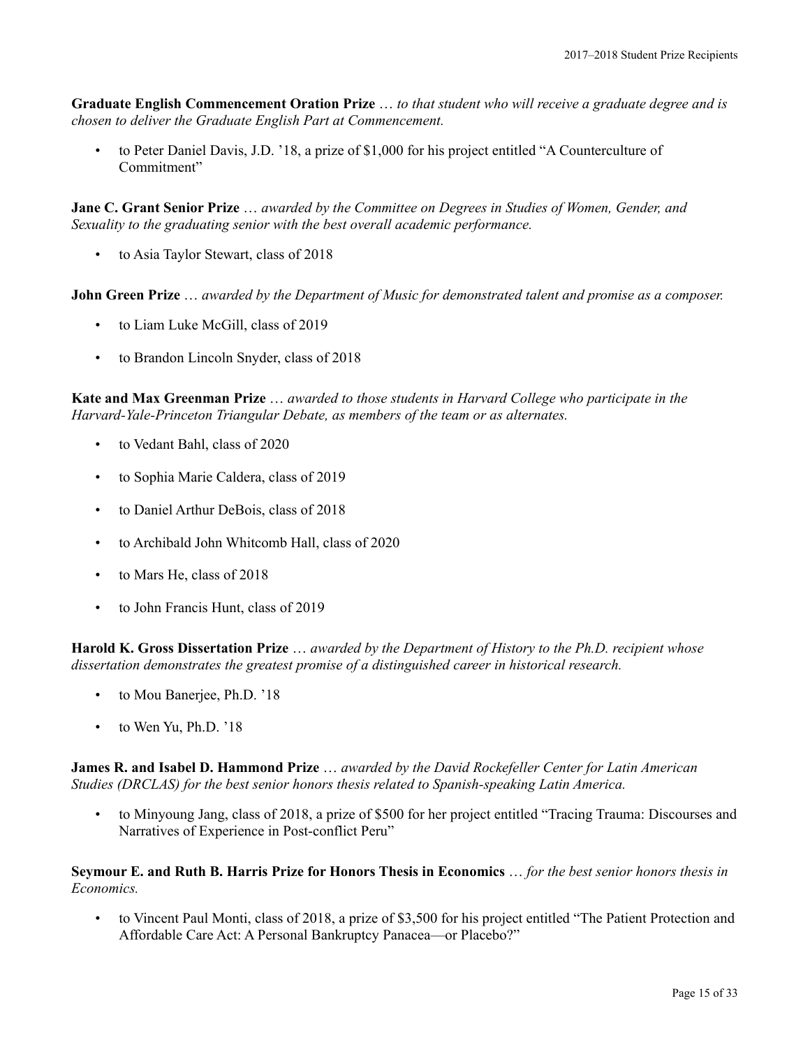**Graduate English Commencement Oration Prize** … *to that student who will receive a graduate degree and is chosen to deliver the Graduate English Part at Commencement.*

- to Peter Daniel Davis, J.D. '18, a prize of $1,000 for his project entitled "A Counterculture of Commitment"

**Jane C. Grant Senior Prize** … *awarded by the Committee on Degrees in Studies of Women, Gender, and Sexuality to the graduating senior with the best overall academic performance.*

- to Asia Taylor Stewart, class of 2018

**John Green Prize** … *awarded by the Department of Music for demonstrated talent and promise as a composer.*

- to Liam Luke McGill, class of 2019
- to Brandon Lincoln Snyder, class of 2018

**Kate and Max Greenman Prize** … *awarded to those students in Harvard College who participate in the Harvard-Yale-Princeton Triangular Debate, as members of the team or as alternates.*

- to Vedant Bahl, class of 2020
- to Sophia Marie Caldera, class of 2019
- to Daniel Arthur DeBois, class of 2018
- to Archibald John Whitcomb Hall, class of 2020
- to Mars He, class of 2018
- to John Francis Hunt, class of 2019

**Harold K. Gross Dissertation Prize** … *awarded by the Department of History to the Ph.D. recipient whose dissertation demonstrates the greatest promise of a distinguished career in historical research.*

- to Mou Banerjee, Ph.D. '18
- to Wen Yu, Ph.D. '18

**James R. and Isabel D. Hammond Prize** … *awarded by the David Rockefeller Center for Latin American Studies (DRCLAS) for the best senior honors thesis related to Spanish-speaking Latin America.*

- to Minyoung Jang, class of 2018, a prize of $500 for her project entitled "Tracing Trauma: Discourses and Narratives of Experience in Post-conflict Peru"

**Seymour E. and Ruth B. Harris Prize for Honors Thesis in Economics** … *for the best senior honors thesis in Economics.*

- to Vincent Paul Monti, class of 2018, a prize of $3,500 for his project entitled "The Patient Protection and Affordable Care Act: A Personal Bankruptcy Panacea—or Placebo?"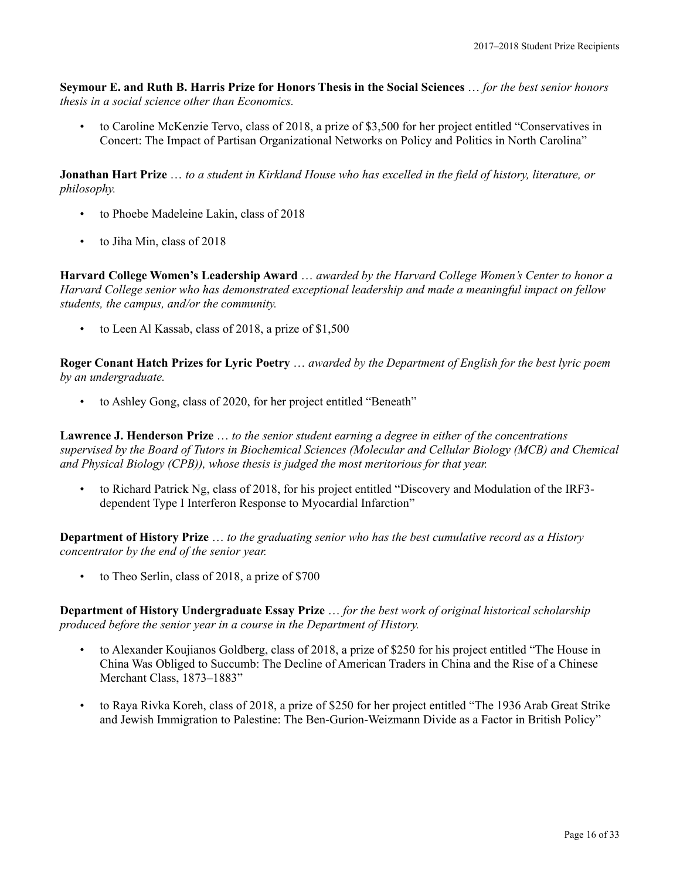**Seymour E. and Ruth B. Harris Prize for Honors Thesis in the Social Sciences** … *for the best senior honors thesis in a social science other than Economics.*

- to Caroline McKenzie Tervo, class of 2018, a prize of $3,500 for her project entitled "Conservatives in Concert: The Impact of Partisan Organizational Networks on Policy and Politics in North Carolina"

**Jonathan Hart Prize** … *to a student in Kirkland House who has excelled in the field of history, literature, or philosophy.*

- to Phoebe Madeleine Lakin, class of 2018
- to Jiha Min, class of 2018

**Harvard College Women's Leadership Award** … *awarded by the Harvard College Women's Center to honor a Harvard College senior who has demonstrated exceptional leadership and made a meaningful impact on fellow students, the campus, and/or the community.*

- to Leen Al Kassab, class of 2018, a prize of $1,500

**Roger Conant Hatch Prizes for Lyric Poetry** … *awarded by the Department of English for the best lyric poem by an undergraduate.*

- to Ashley Gong, class of 2020, for her project entitled "Beneath"

**Lawrence J. Henderson Prize** … *to the senior student earning a degree in either of the concentrations supervised by the Board of Tutors in Biochemical Sciences (Molecular and Cellular Biology (MCB) and Chemical and Physical Biology (CPB)), whose thesis is judged the most meritorious for that year.*

- to Richard Patrick Ng, class of 2018, for his project entitled "Discovery and Modulation of the IRF3-dependent Type I Interferon Response to Myocardial Infarction"

**Department of History Prize** … *to the graduating senior who has the best cumulative record as a History concentrator by the end of the senior year.*

- to Theo Serlin, class of 2018, a prize of $700

**Department of History Undergraduate Essay Prize** … *for the best work of original historical scholarship produced before the senior year in a course in the Department of History.*

- to Alexander Koujianos Goldberg, class of 2018, a prize of $250 for his project entitled "The House in China Was Obliged to Succumb: The Decline of American Traders in China and the Rise of a Chinese Merchant Class, 1873–1883"
- to Raya Rivka Koreh, class of 2018, a prize of $250 for her project entitled "The 1936 Arab Great Strike and Jewish Immigration to Palestine: The Ben-Gurion-Weizmann Divide as a Factor in British Policy"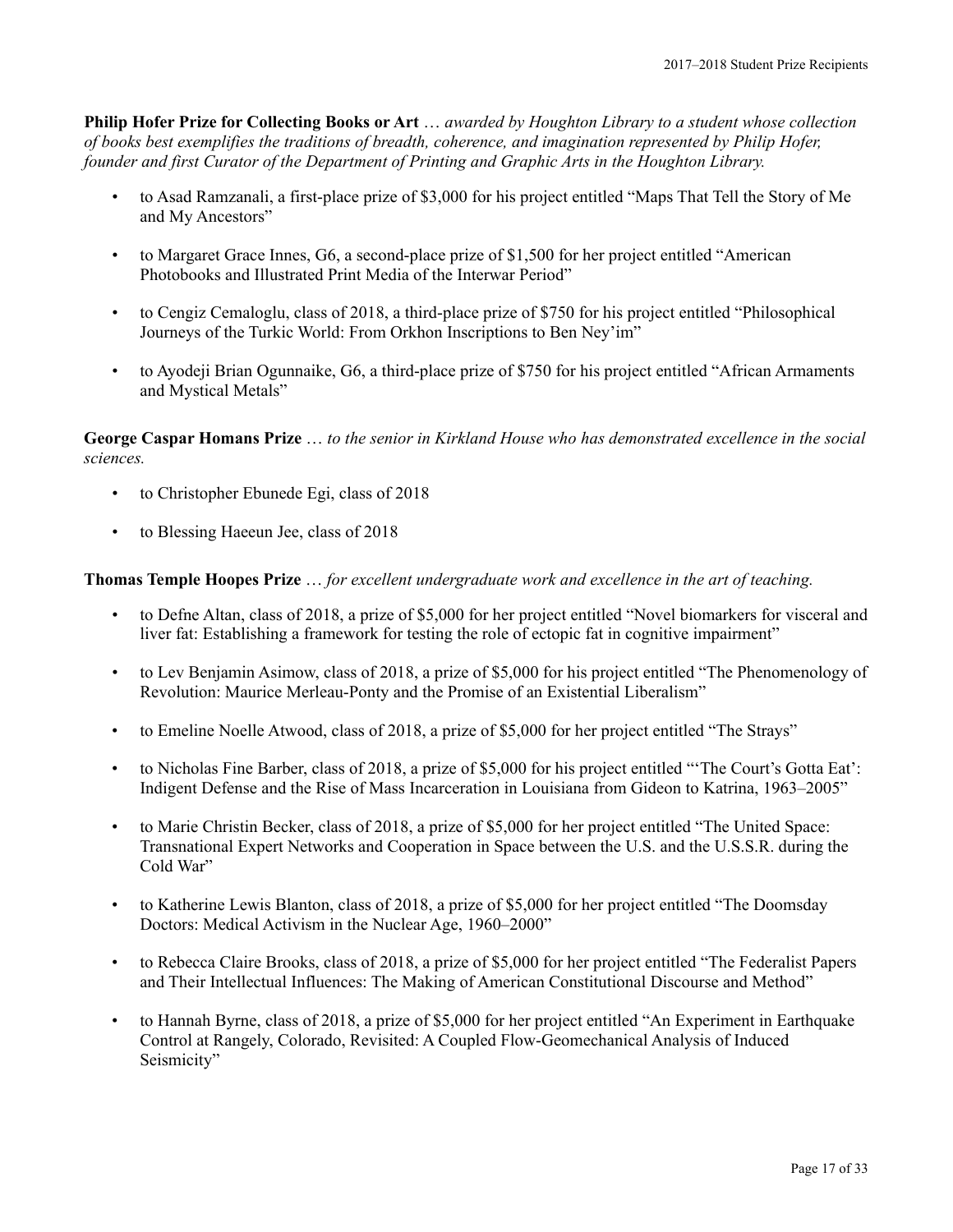**Philip Hofer Prize for Collecting Books or Art** … *awarded by Houghton Library to a student whose collection of books best exemplifies the traditions of breadth, coherence, and imagination represented by Philip Hofer, founder and first Curator of the Department of Printing and Graphic Arts in the Houghton Library.*

- to Asad Ramzanali, a first-place prize of $3,000 for his project entitled "Maps That Tell the Story of Me and My Ancestors"
- to Margaret Grace Innes, G6, a second-place prize of $1,500 for her project entitled "American Photobooks and Illustrated Print Media of the Interwar Period"
- to Cengiz Cemaloglu, class of 2018, a third-place prize of $750 for his project entitled "Philosophical Journeys of the Turkic World: From Orkhon Inscriptions to Ben Ney'im"
- to Ayodeji Brian Ogunnaike, G6, a third-place prize of $750 for his project entitled "African Armaments and Mystical Metals"

**George Caspar Homans Prize** … *to the senior in Kirkland House who has demonstrated excellence in the social sciences.*

- to Christopher Ebunede Egi, class of 2018
- to Blessing Haeeun Jee, class of 2018

**Thomas Temple Hoopes Prize** … *for excellent undergraduate work and excellence in the art of teaching.*

- to Defne Altan, class of 2018, a prize of $5,000 for her project entitled "Novel biomarkers for visceral and liver fat: Establishing a framework for testing the role of ectopic fat in cognitive impairment"
- to Lev Benjamin Asimow, class of 2018, a prize of $5,000 for his project entitled "The Phenomenology of Revolution: Maurice Merleau-Ponty and the Promise of an Existential Liberalism"
- to Emeline Noelle Atwood, class of 2018, a prize of $5,000 for her project entitled "The Strays"
- to Nicholas Fine Barber, class of 2018, a prize of $5,000 for his project entitled "'The Court's Gotta Eat': Indigent Defense and the Rise of Mass Incarceration in Louisiana from Gideon to Katrina, 1963–2005"
- to Marie Christin Becker, class of 2018, a prize of $5,000 for her project entitled "The United Space: Transnational Expert Networks and Cooperation in Space between the U.S. and the U.S.S.R. during the Cold War"
- to Katherine Lewis Blanton, class of 2018, a prize of $5,000 for her project entitled "The Doomsday Doctors: Medical Activism in the Nuclear Age, 1960–2000"
- to Rebecca Claire Brooks, class of 2018, a prize of $5,000 for her project entitled "The Federalist Papers and Their Intellectual Influences: The Making of American Constitutional Discourse and Method"
- to Hannah Byrne, class of 2018, a prize of $5,000 for her project entitled "An Experiment in Earthquake Control at Rangely, Colorado, Revisited: A Coupled Flow-Geomechanical Analysis of Induced Seismicity"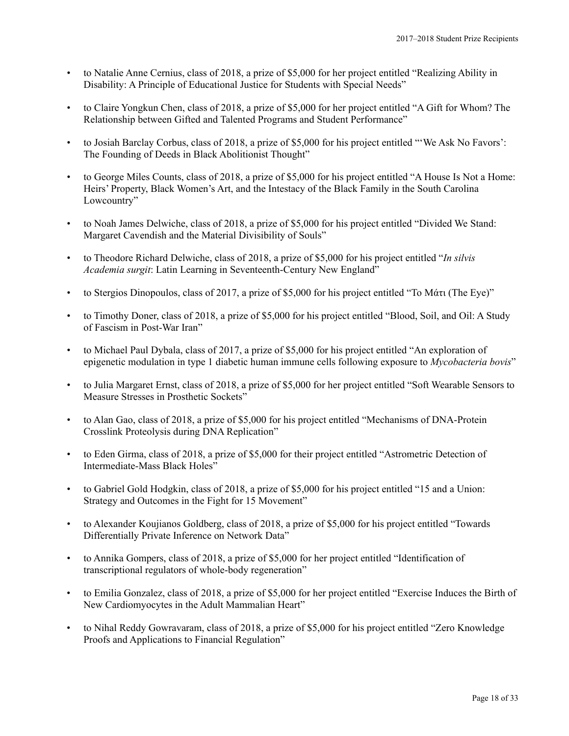- to Natalie Anne Cernius, class of 2018, a prize of $5,000 for her project entitled "Realizing Ability in Disability: A Principle of Educational Justice for Students with Special Needs"
- to Claire Yongkun Chen, class of 2018, a prize of $5,000 for her project entitled "A Gift for Whom? The Relationship between Gifted and Talented Programs and Student Performance"
- to Josiah Barclay Corbus, class of 2018, a prize of $5,000 for his project entitled "'We Ask No Favors': The Founding of Deeds in Black Abolitionist Thought"
- to George Miles Counts, class of 2018, a prize of $5,000 for his project entitled "A House Is Not a Home: Heirs' Property, Black Women's Art, and the Intestacy of the Black Family in the South Carolina Lowcountry"
- to Noah James Delwiche, class of 2018, a prize of $5,000 for his project entitled "Divided We Stand: Margaret Cavendish and the Material Divisibility of Souls"
- to Theodore Richard Delwiche, class of 2018, a prize of $5,000 for his project entitled "*In silvis Academia surgit*: Latin Learning in Seventeenth-Century New England"
- to Stergios Dinopoulos, class of 2017, a prize of $5,000 for his project entitled "Το Μάτι (The Eye)"
- to Timothy Doner, class of 2018, a prize of $5,000 for his project entitled "Blood, Soil, and Oil: A Study of Fascism in Post-War Iran"
- to Michael Paul Dybala, class of 2017, a prize of $5,000 for his project entitled "An exploration of epigenetic modulation in type 1 diabetic human immune cells following exposure to *Mycobacteria bovis*"
- to Julia Margaret Ernst, class of 2018, a prize of $5,000 for her project entitled "Soft Wearable Sensors to Measure Stresses in Prosthetic Sockets"
- to Alan Gao, class of 2018, a prize of $5,000 for his project entitled "Mechanisms of DNA-Protein Crosslink Proteolysis during DNA Replication"
- to Eden Girma, class of 2018, a prize of $5,000 for their project entitled "Astrometric Detection of Intermediate-Mass Black Holes"
- to Gabriel Gold Hodgkin, class of 2018, a prize of $5,000 for his project entitled "15 and a Union: Strategy and Outcomes in the Fight for 15 Movement"
- to Alexander Koujianos Goldberg, class of 2018, a prize of $5,000 for his project entitled "Towards Differentially Private Inference on Network Data"
- to Annika Gompers, class of 2018, a prize of $5,000 for her project entitled "Identification of transcriptional regulators of whole-body regeneration"
- to Emilia Gonzalez, class of 2018, a prize of $5,000 for her project entitled "Exercise Induces the Birth of New Cardiomyocytes in the Adult Mammalian Heart"
- to Nihal Reddy Gowravaram, class of 2018, a prize of $5,000 for his project entitled "Zero Knowledge Proofs and Applications to Financial Regulation"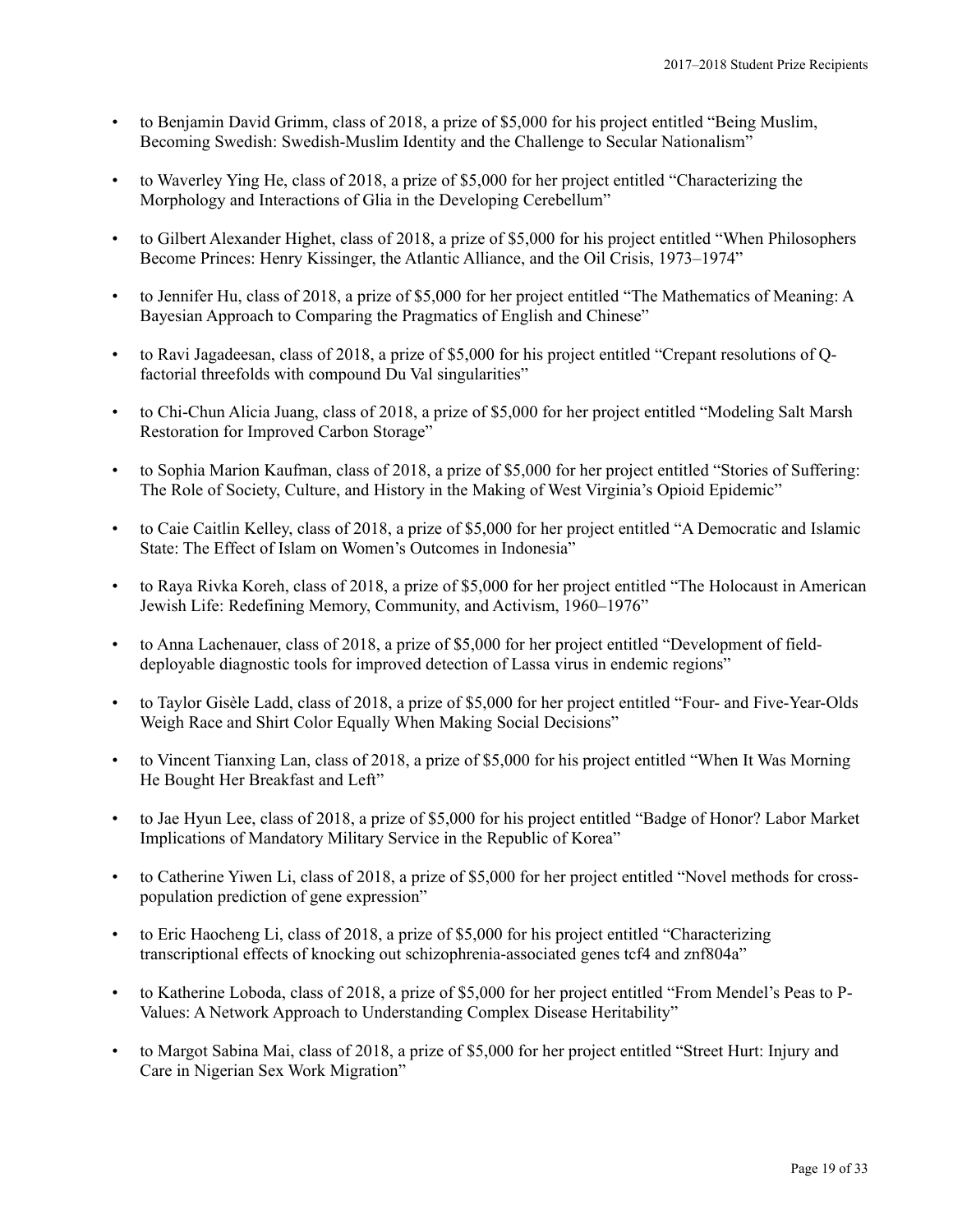- to Benjamin David Grimm, class of 2018, a prize of $5,000 for his project entitled "Being Muslim, Becoming Swedish: Swedish-Muslim Identity and the Challenge to Secular Nationalism"

- to Waverley Ying He, class of 2018, a prize of $5,000 for her project entitled "Characterizing the Morphology and Interactions of Glia in the Developing Cerebellum"

- to Gilbert Alexander Highet, class of 2018, a prize of $5,000 for his project entitled "When Philosophers Become Princes: Henry Kissinger, the Atlantic Alliance, and the Oil Crisis, 1973–1974"

- to Jennifer Hu, class of 2018, a prize of $5,000 for her project entitled "The Mathematics of Meaning: A Bayesian Approach to Comparing the Pragmatics of English and Chinese"

- to Ravi Jagadeesan, class of 2018, a prize of $5,000 for his project entitled "Crepant resolutions of Q-factorial threefolds with compound Du Val singularities"

- to Chi-Chun Alicia Juang, class of 2018, a prize of $5,000 for her project entitled "Modeling Salt Marsh Restoration for Improved Carbon Storage"

- to Sophia Marion Kaufman, class of 2018, a prize of $5,000 for her project entitled "Stories of Suffering: The Role of Society, Culture, and History in the Making of West Virginia's Opioid Epidemic"

- to Caie Caitlin Kelley, class of 2018, a prize of $5,000 for her project entitled "A Democratic and Islamic State: The Effect of Islam on Women's Outcomes in Indonesia"

- to Raya Rivka Koreh, class of 2018, a prize of $5,000 for her project entitled "The Holocaust in American Jewish Life: Redefining Memory, Community, and Activism, 1960–1976"

- to Anna Lachenauer, class of 2018, a prize of $5,000 for her project entitled "Development of field-deployable diagnostic tools for improved detection of Lassa virus in endemic regions"

- to Taylor Gisèle Ladd, class of 2018, a prize of $5,000 for her project entitled "Four- and Five-Year-Olds Weigh Race and Shirt Color Equally When Making Social Decisions"

- to Vincent Tianxing Lan, class of 2018, a prize of $5,000 for his project entitled "When It Was Morning He Bought Her Breakfast and Left"

- to Jae Hyun Lee, class of 2018, a prize of $5,000 for his project entitled "Badge of Honor? Labor Market Implications of Mandatory Military Service in the Republic of Korea"

- to Catherine Yiwen Li, class of 2018, a prize of $5,000 for her project entitled "Novel methods for cross-population prediction of gene expression"

- to Eric Haocheng Li, class of 2018, a prize of $5,000 for his project entitled "Characterizing transcriptional effects of knocking out schizophrenia-associated genes tcf4 and znf804a"

- to Katherine Loboda, class of 2018, a prize of $5,000 for her project entitled "From Mendel's Peas to P-Values: A Network Approach to Understanding Complex Disease Heritability"

- to Margot Sabina Mai, class of 2018, a prize of $5,000 for her project entitled "Street Hurt: Injury and Care in Nigerian Sex Work Migration"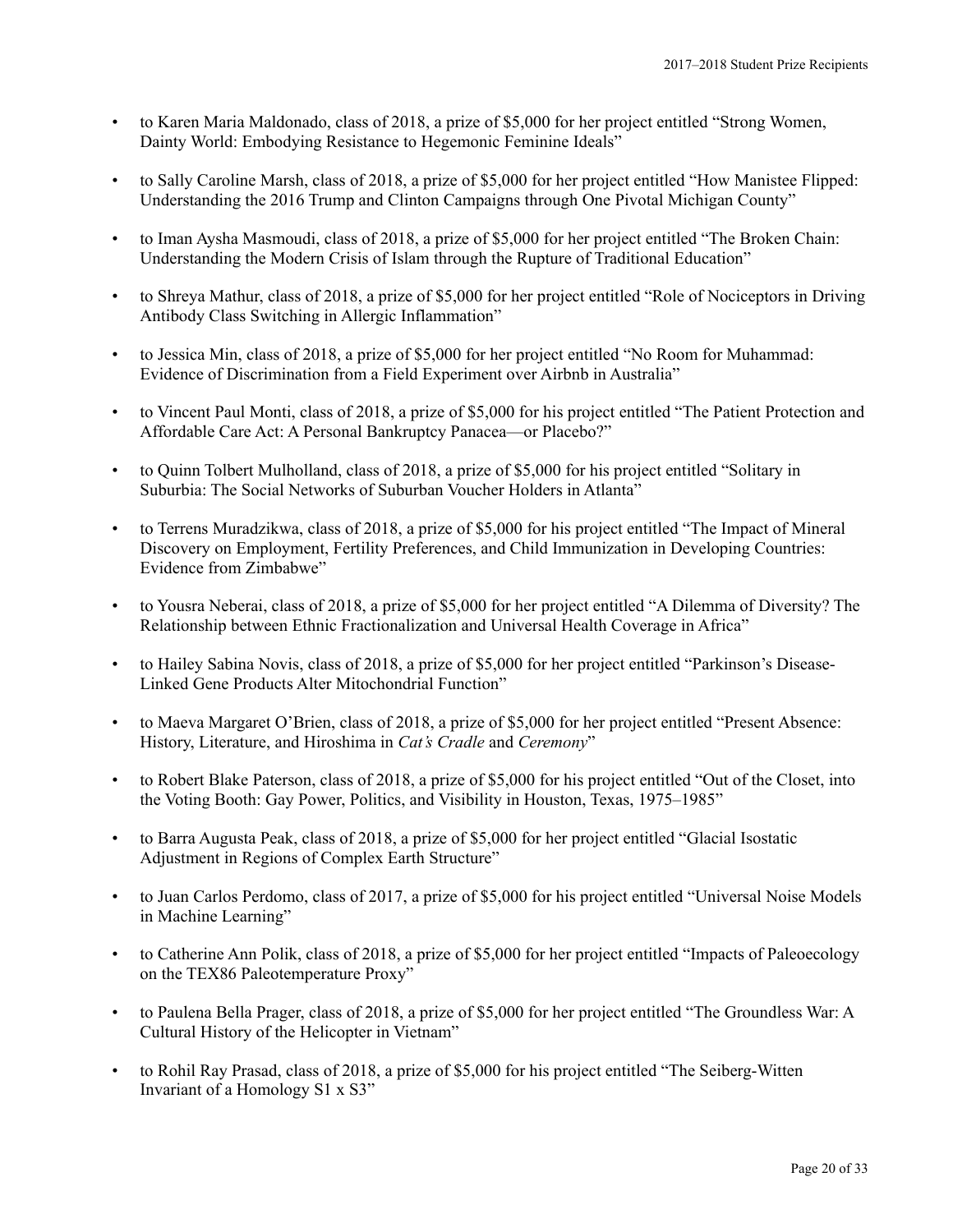- to Karen Maria Maldonado, class of 2018, a prize of $5,000 for her project entitled "Strong Women, Dainty World: Embodying Resistance to Hegemonic Feminine Ideals"

- to Sally Caroline Marsh, class of 2018, a prize of $5,000 for her project entitled "How Manistee Flipped: Understanding the 2016 Trump and Clinton Campaigns through One Pivotal Michigan County"

- to Iman Aysha Masmoudi, class of 2018, a prize of $5,000 for her project entitled "The Broken Chain: Understanding the Modern Crisis of Islam through the Rupture of Traditional Education"

- to Shreya Mathur, class of 2018, a prize of $5,000 for her project entitled "Role of Nociceptors in Driving Antibody Class Switching in Allergic Inflammation"

- to Jessica Min, class of 2018, a prize of $5,000 for her project entitled "No Room for Muhammad: Evidence of Discrimination from a Field Experiment over Airbnb in Australia"

- to Vincent Paul Monti, class of 2018, a prize of $5,000 for his project entitled "The Patient Protection and Affordable Care Act: A Personal Bankruptcy Panacea—or Placebo?"

- to Quinn Tolbert Mulholland, class of 2018, a prize of $5,000 for his project entitled "Solitary in Suburbia: The Social Networks of Suburban Voucher Holders in Atlanta"

- to Terrens Muradzikwa, class of 2018, a prize of $5,000 for his project entitled "The Impact of Mineral Discovery on Employment, Fertility Preferences, and Child Immunization in Developing Countries: Evidence from Zimbabwe"

- to Yousra Neberai, class of 2018, a prize of $5,000 for her project entitled "A Dilemma of Diversity? The Relationship between Ethnic Fractionalization and Universal Health Coverage in Africa"

- to Hailey Sabina Novis, class of 2018, a prize of $5,000 for her project entitled "Parkinson's Disease-Linked Gene Products Alter Mitochondrial Function"

- to Maeva Margaret O'Brien, class of 2018, a prize of $5,000 for her project entitled "Present Absence: History, Literature, and Hiroshima in *Cat's Cradle* and *Ceremony*"

- to Robert Blake Paterson, class of 2018, a prize of $5,000 for his project entitled "Out of the Closet, into the Voting Booth: Gay Power, Politics, and Visibility in Houston, Texas, 1975–1985"

- to Barra Augusta Peak, class of 2018, a prize of $5,000 for her project entitled "Glacial Isostatic Adjustment in Regions of Complex Earth Structure"

- to Juan Carlos Perdomo, class of 2017, a prize of $5,000 for his project entitled "Universal Noise Models in Machine Learning"

- to Catherine Ann Polik, class of 2018, a prize of $5,000 for her project entitled "Impacts of Paleoecology on the TEX86 Paleotemperature Proxy"

- to Paulena Bella Prager, class of 2018, a prize of $5,000 for her project entitled "The Groundless War: A Cultural History of the Helicopter in Vietnam"

- to Rohil Ray Prasad, class of 2018, a prize of $5,000 for his project entitled "The Seiberg-Witten Invariant of a Homology S1 x S3"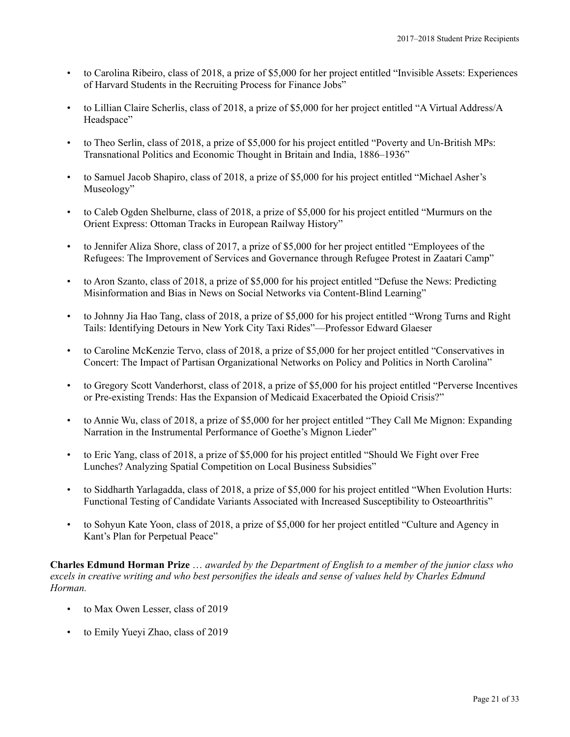- to Carolina Ribeiro, class of 2018, a prize of $5,000 for her project entitled "Invisible Assets: Experiences of Harvard Students in the Recruiting Process for Finance Jobs"
- to Lillian Claire Scherlis, class of 2018, a prize of $5,000 for her project entitled "A Virtual Address/A Headspace"
- to Theo Serlin, class of 2018, a prize of $5,000 for his project entitled "Poverty and Un-British MPs: Transnational Politics and Economic Thought in Britain and India, 1886–1936"
- to Samuel Jacob Shapiro, class of 2018, a prize of $5,000 for his project entitled "Michael Asher's Museology"
- to Caleb Ogden Shelburne, class of 2018, a prize of $5,000 for his project entitled "Murmurs on the Orient Express: Ottoman Tracks in European Railway History"
- to Jennifer Aliza Shore, class of 2017, a prize of $5,000 for her project entitled "Employees of the Refugees: The Improvement of Services and Governance through Refugee Protest in Zaatari Camp"
- to Aron Szanto, class of 2018, a prize of $5,000 for his project entitled "Defuse the News: Predicting Misinformation and Bias in News on Social Networks via Content-Blind Learning"
- to Johnny Jia Hao Tang, class of 2018, a prize of $5,000 for his project entitled "Wrong Turns and Right Tails: Identifying Detours in New York City Taxi Rides"—Professor Edward Glaeser
- to Caroline McKenzie Tervo, class of 2018, a prize of $5,000 for her project entitled "Conservatives in Concert: The Impact of Partisan Organizational Networks on Policy and Politics in North Carolina"
- to Gregory Scott Vanderhorst, class of 2018, a prize of $5,000 for his project entitled "Perverse Incentives or Pre-existing Trends: Has the Expansion of Medicaid Exacerbated the Opioid Crisis?"
- to Annie Wu, class of 2018, a prize of $5,000 for her project entitled "They Call Me Mignon: Expanding Narration in the Instrumental Performance of Goethe's Mignon Lieder"
- to Eric Yang, class of 2018, a prize of $5,000 for his project entitled "Should We Fight over Free Lunches? Analyzing Spatial Competition on Local Business Subsidies"
- to Siddharth Yarlagadda, class of 2018, a prize of $5,000 for his project entitled "When Evolution Hurts: Functional Testing of Candidate Variants Associated with Increased Susceptibility to Osteoarthritis"
- to Sohyun Kate Yoon, class of 2018, a prize of $5,000 for her project entitled "Culture and Agency in Kant's Plan for Perpetual Peace"

**Charles Edmund Horman Prize** … *awarded by the Department of English to a member of the junior class who excels in creative writing and who best personifies the ideals and sense of values held by Charles Edmund Horman.*

- to Max Owen Lesser, class of 2019
- to Emily Yueyi Zhao, class of 2019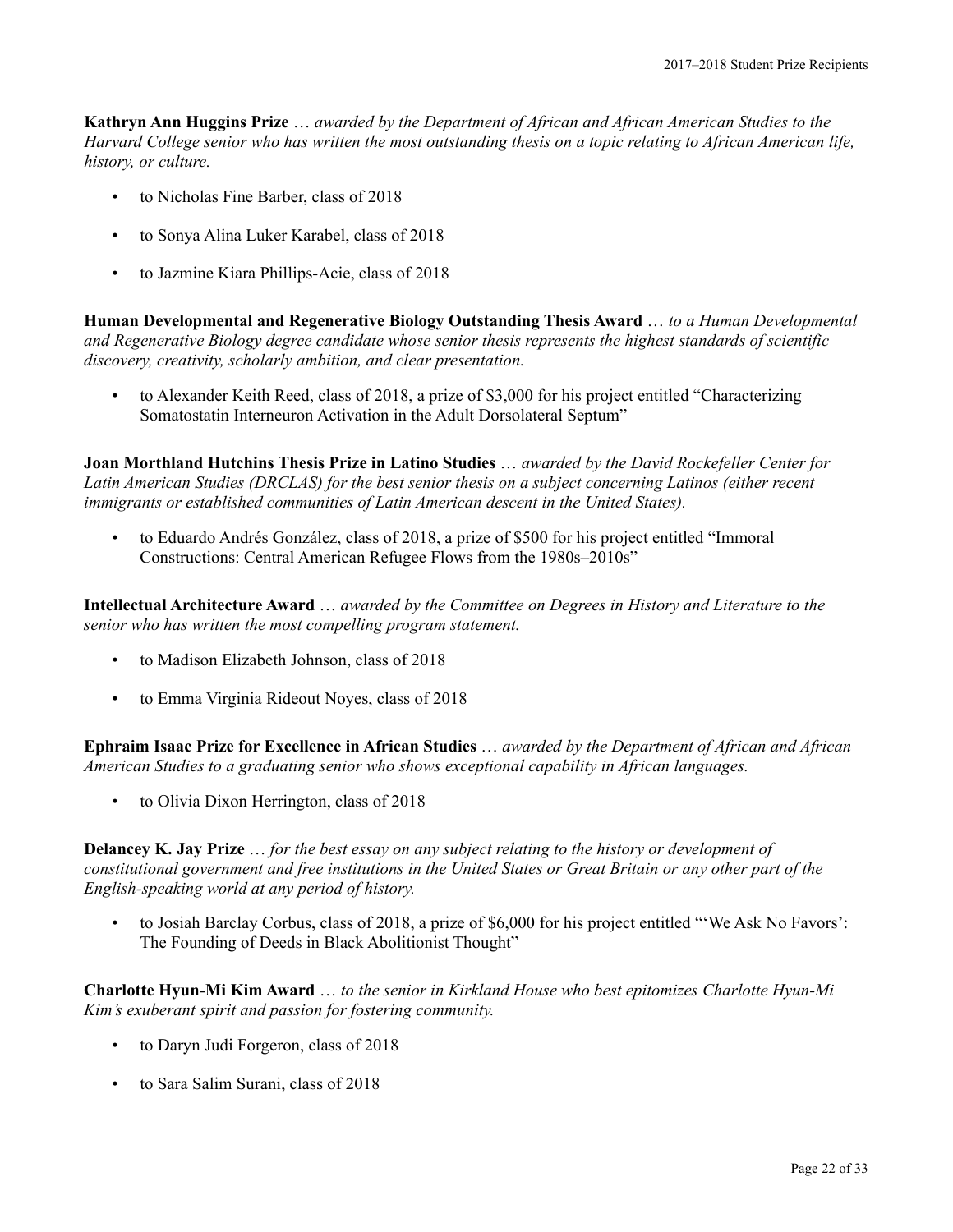**Kathryn Ann Huggins Prize** … *awarded by the Department of African and African American Studies to the Harvard College senior who has written the most outstanding thesis on a topic relating to African American life, history, or culture.*

- to Nicholas Fine Barber, class of 2018
- to Sonya Alina Luker Karabel, class of 2018
- to Jazmine Kiara Phillips-Acie, class of 2018

**Human Developmental and Regenerative Biology Outstanding Thesis Award** … *to a Human Developmental and Regenerative Biology degree candidate whose senior thesis represents the highest standards of scientific discovery, creativity, scholarly ambition, and clear presentation.*

- to Alexander Keith Reed, class of 2018, a prize of $3,000 for his project entitled "Characterizing Somatostatin Interneuron Activation in the Adult Dorsolateral Septum"

**Joan Morthland Hutchins Thesis Prize in Latino Studies** … *awarded by the David Rockefeller Center for Latin American Studies (DRCLAS) for the best senior thesis on a subject concerning Latinos (either recent immigrants or established communities of Latin American descent in the United States).*

- to Eduardo Andrés González, class of 2018, a prize of $500 for his project entitled "Immoral Constructions: Central American Refugee Flows from the 1980s–2010s"

**Intellectual Architecture Award** … *awarded by the Committee on Degrees in History and Literature to the senior who has written the most compelling program statement.*

- to Madison Elizabeth Johnson, class of 2018
- to Emma Virginia Rideout Noyes, class of 2018

**Ephraim Isaac Prize for Excellence in African Studies** … *awarded by the Department of African and African American Studies to a graduating senior who shows exceptional capability in African languages.*

- to Olivia Dixon Herrington, class of 2018

**Delancey K. Jay Prize** … *for the best essay on any subject relating to the history or development of constitutional government and free institutions in the United States or Great Britain or any other part of the English-speaking world at any period of history.*

- to Josiah Barclay Corbus, class of 2018, a prize of $6,000 for his project entitled "'We Ask No Favors': The Founding of Deeds in Black Abolitionist Thought"

**Charlotte Hyun-Mi Kim Award** … *to the senior in Kirkland House who best epitomizes Charlotte Hyun-Mi Kim's exuberant spirit and passion for fostering community.*

- to Daryn Judi Forgeron, class of 2018
- to Sara Salim Surani, class of 2018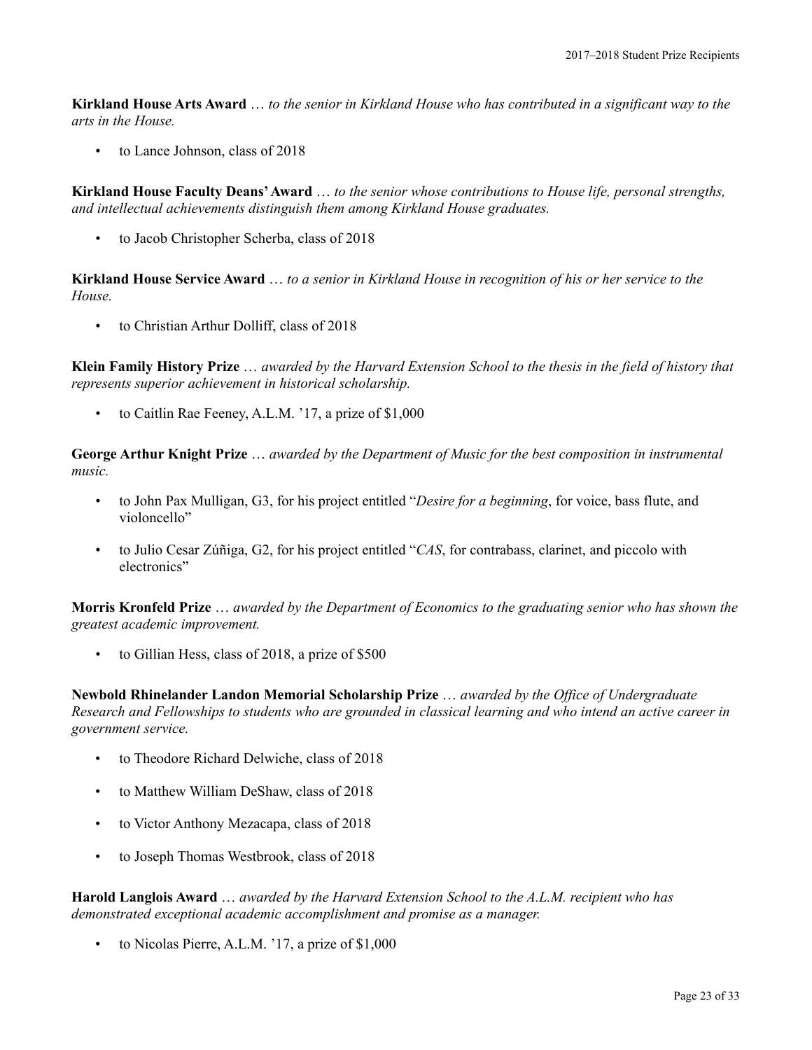**Kirkland House Arts Award** … *to the senior in Kirkland House who has contributed in a significant way to the arts in the House.*

- to Lance Johnson, class of 2018

**Kirkland House Faculty Deans' Award** … *to the senior whose contributions to House life, personal strengths, and intellectual achievements distinguish them among Kirkland House graduates.*

- to Jacob Christopher Scherba, class of 2018

**Kirkland House Service Award** … *to a senior in Kirkland House in recognition of his or her service to the House.*

- to Christian Arthur Dolliff, class of 2018

**Klein Family History Prize** … *awarded by the Harvard Extension School to the thesis in the field of history that represents superior achievement in historical scholarship.*

- to Caitlin Rae Feeney, A.L.M. '17, a prize of $1,000

**George Arthur Knight Prize** … *awarded by the Department of Music for the best composition in instrumental music.*

- to John Pax Mulligan, G3, for his project entitled "*Desire for a beginning*, for voice, bass flute, and violoncello"
- to Julio Cesar Zúñiga, G2, for his project entitled "*CAS*, for contrabass, clarinet, and piccolo with electronics"

**Morris Kronfeld Prize** … *awarded by the Department of Economics to the graduating senior who has shown the greatest academic improvement.*

- to Gillian Hess, class of 2018, a prize of $500

**Newbold Rhinelander Landon Memorial Scholarship Prize** … *awarded by the Office of Undergraduate Research and Fellowships to students who are grounded in classical learning and who intend an active career in government service.*

- to Theodore Richard Delwiche, class of 2018
- to Matthew William DeShaw, class of 2018
- to Victor Anthony Mezacapa, class of 2018
- to Joseph Thomas Westbrook, class of 2018

**Harold Langlois Award** … *awarded by the Harvard Extension School to the A.L.M. recipient who has demonstrated exceptional academic accomplishment and promise as a manager.*

- to Nicolas Pierre, A.L.M. '17, a prize of $1,000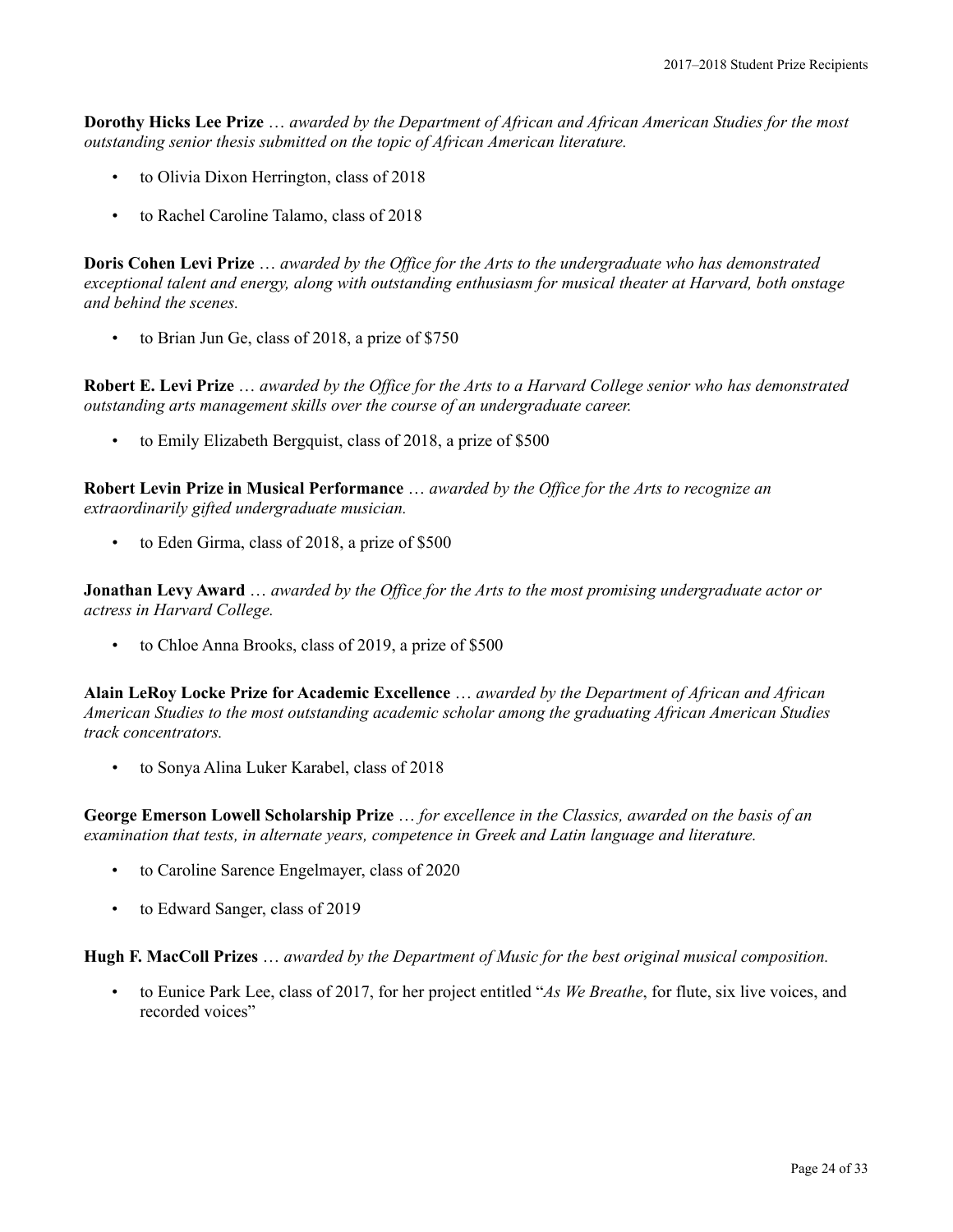**Dorothy Hicks Lee Prize** … *awarded by the Department of African and African American Studies for the most outstanding senior thesis submitted on the topic of African American literature.*

- to Olivia Dixon Herrington, class of 2018
- to Rachel Caroline Talamo, class of 2018

**Doris Cohen Levi Prize** … *awarded by the Office for the Arts to the undergraduate who has demonstrated exceptional talent and energy, along with outstanding enthusiasm for musical theater at Harvard, both onstage and behind the scenes.*

- to Brian Jun Ge, class of 2018, a prize of $750

**Robert E. Levi Prize** … *awarded by the Office for the Arts to a Harvard College senior who has demonstrated outstanding arts management skills over the course of an undergraduate career.*

- to Emily Elizabeth Bergquist, class of 2018, a prize of $500

**Robert Levin Prize in Musical Performance** … *awarded by the Office for the Arts to recognize an extraordinarily gifted undergraduate musician.*

- to Eden Girma, class of 2018, a prize of $500

**Jonathan Levy Award** … *awarded by the Office for the Arts to the most promising undergraduate actor or actress in Harvard College.*

- to Chloe Anna Brooks, class of 2019, a prize of $500

**Alain LeRoy Locke Prize for Academic Excellence** … *awarded by the Department of African and African American Studies to the most outstanding academic scholar among the graduating African American Studies track concentrators.*

- to Sonya Alina Luker Karabel, class of 2018

**George Emerson Lowell Scholarship Prize** … *for excellence in the Classics, awarded on the basis of an examination that tests, in alternate years, competence in Greek and Latin language and literature.*

- to Caroline Sarence Engelmayer, class of 2020
- to Edward Sanger, class of 2019

**Hugh F. MacColl Prizes** … *awarded by the Department of Music for the best original musical composition.*

- to Eunice Park Lee, class of 2017, for her project entitled "*As We Breathe*, for flute, six live voices, and recorded voices"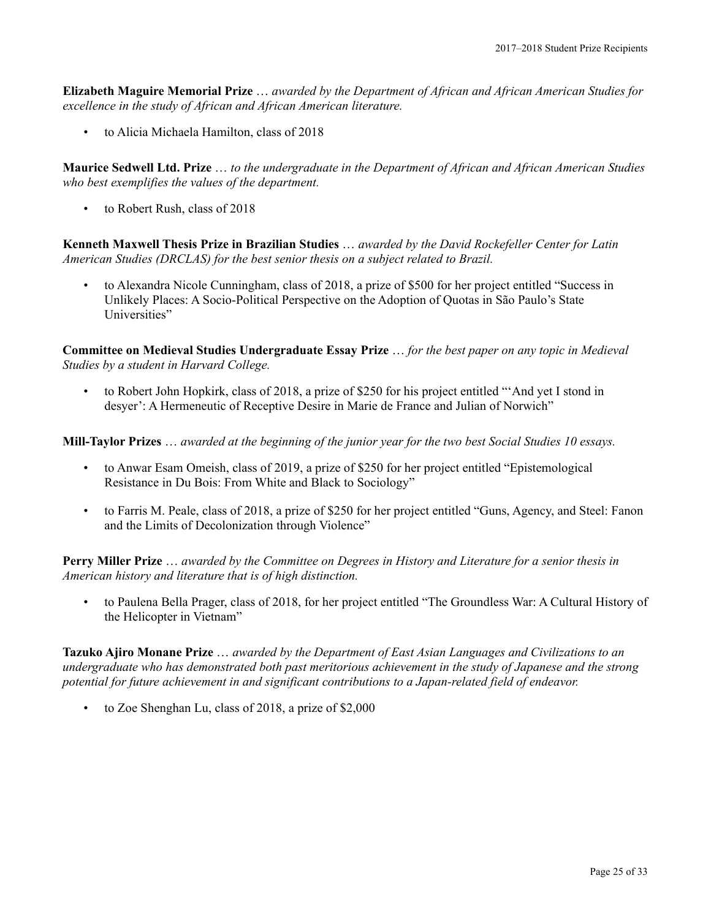**Elizabeth Maguire Memorial Prize** … *awarded by the Department of African and African American Studies for excellence in the study of African and African American literature.*

- to Alicia Michaela Hamilton, class of 2018

**Maurice Sedwell Ltd. Prize** … *to the undergraduate in the Department of African and African American Studies who best exemplifies the values of the department.*

- to Robert Rush, class of 2018

**Kenneth Maxwell Thesis Prize in Brazilian Studies** … *awarded by the David Rockefeller Center for Latin American Studies (DRCLAS) for the best senior thesis on a subject related to Brazil.*

- to Alexandra Nicole Cunningham, class of 2018, a prize of $500 for her project entitled "Success in Unlikely Places: A Socio-Political Perspective on the Adoption of Quotas in São Paulo's State Universities"

**Committee on Medieval Studies Undergraduate Essay Prize** … *for the best paper on any topic in Medieval Studies by a student in Harvard College.*

- to Robert John Hopkirk, class of 2018, a prize of $250 for his project entitled "'And yet I stond in desyer': A Hermeneutic of Receptive Desire in Marie de France and Julian of Norwich"

**Mill-Taylor Prizes** … *awarded at the beginning of the junior year for the two best Social Studies 10 essays.*

- to Anwar Esam Omeish, class of 2019, a prize of $250 for her project entitled "Epistemological Resistance in Du Bois: From White and Black to Sociology"
- to Farris M. Peale, class of 2018, a prize of $250 for her project entitled "Guns, Agency, and Steel: Fanon and the Limits of Decolonization through Violence"

**Perry Miller Prize** … *awarded by the Committee on Degrees in History and Literature for a senior thesis in American history and literature that is of high distinction.*

- to Paulena Bella Prager, class of 2018, for her project entitled "The Groundless War: A Cultural History of the Helicopter in Vietnam"

**Tazuko Ajiro Monane Prize** … *awarded by the Department of East Asian Languages and Civilizations to an undergraduate who has demonstrated both past meritorious achievement in the study of Japanese and the strong potential for future achievement in and significant contributions to a Japan-related field of endeavor.*

- to Zoe Shenghan Lu, class of 2018, a prize of $2,000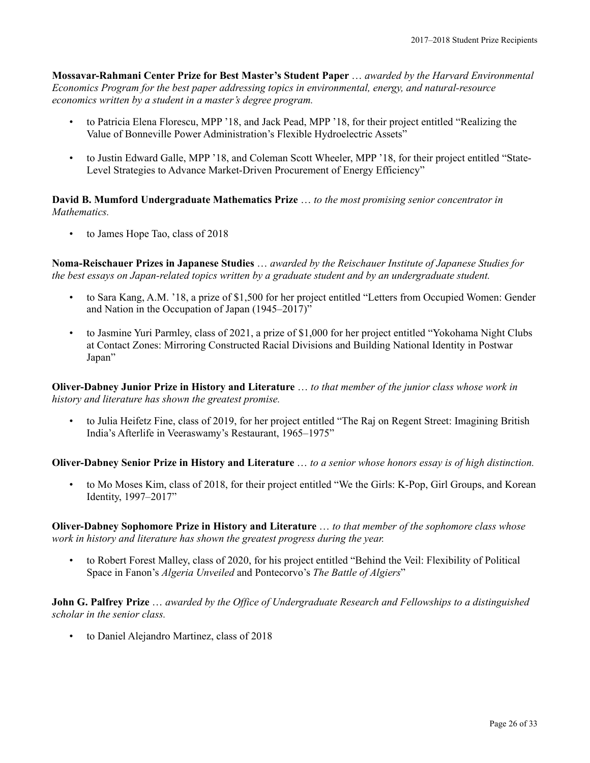**Mossavar-Rahmani Center Prize for Best Master's Student Paper** … *awarded by the Harvard Environmental Economics Program for the best paper addressing topics in environmental, energy, and natural-resource economics written by a student in a master's degree program.*

- to Patricia Elena Florescu, MPP '18, and Jack Pead, MPP '18, for their project entitled "Realizing the Value of Bonneville Power Administration's Flexible Hydroelectric Assets"
- to Justin Edward Galle, MPP '18, and Coleman Scott Wheeler, MPP '18, for their project entitled "State-Level Strategies to Advance Market-Driven Procurement of Energy Efficiency"

**David B. Mumford Undergraduate Mathematics Prize** … *to the most promising senior concentrator in Mathematics.*

- to James Hope Tao, class of 2018

**Noma-Reischauer Prizes in Japanese Studies** … *awarded by the Reischauer Institute of Japanese Studies for the best essays on Japan-related topics written by a graduate student and by an undergraduate student.*

- to Sara Kang, A.M. '18, a prize of $1,500 for her project entitled "Letters from Occupied Women: Gender and Nation in the Occupation of Japan (1945–2017)"
- to Jasmine Yuri Parmley, class of 2021, a prize of $1,000 for her project entitled "Yokohama Night Clubs at Contact Zones: Mirroring Constructed Racial Divisions and Building National Identity in Postwar Japan"

**Oliver-Dabney Junior Prize in History and Literature** … *to that member of the junior class whose work in history and literature has shown the greatest promise.*

- to Julia Heifetz Fine, class of 2019, for her project entitled "The Raj on Regent Street: Imagining British India's Afterlife in Veeraswamy's Restaurant, 1965–1975"

**Oliver-Dabney Senior Prize in History and Literature** … *to a senior whose honors essay is of high distinction.*

- to Mo Moses Kim, class of 2018, for their project entitled "We the Girls: K-Pop, Girl Groups, and Korean Identity, 1997–2017"

**Oliver-Dabney Sophomore Prize in History and Literature** … *to that member of the sophomore class whose work in history and literature has shown the greatest progress during the year.*

- to Robert Forest Malley, class of 2020, for his project entitled "Behind the Veil: Flexibility of Political Space in Fanon's *Algeria Unveiled* and Pontecorvo's *The Battle of Algiers*"

**John G. Palfrey Prize** … *awarded by the Office of Undergraduate Research and Fellowships to a distinguished scholar in the senior class.*

- to Daniel Alejandro Martinez, class of 2018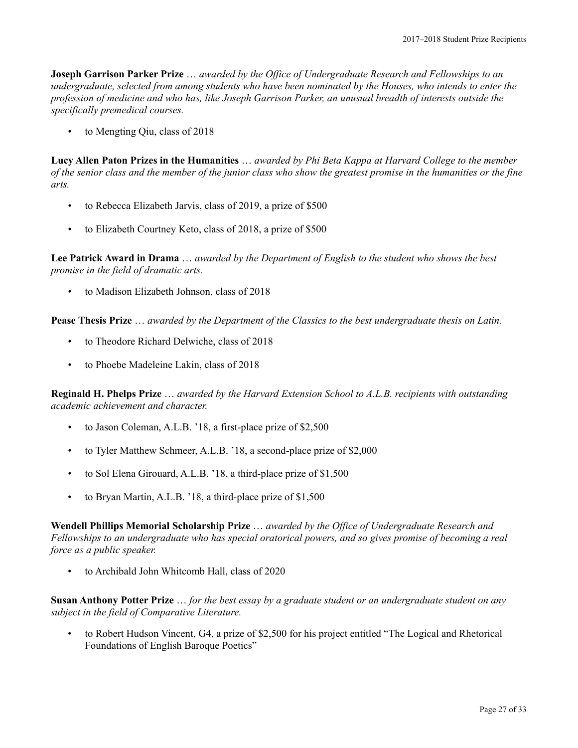**Joseph Garrison Parker Prize** … *awarded by the Office of Undergraduate Research and Fellowships to an undergraduate, selected from among students who have been nominated by the Houses, who intends to enter the profession of medicine and who has, like Joseph Garrison Parker, an unusual breadth of interests outside the specifically premedical courses.*

- to Mengting Qiu, class of 2018

**Lucy Allen Paton Prizes in the Humanities** … *awarded by Phi Beta Kappa at Harvard College to the member of the senior class and the member of the junior class who show the greatest promise in the humanities or the fine arts.*

- to Rebecca Elizabeth Jarvis, class of 2019, a prize of $500
- to Elizabeth Courtney Keto, class of 2018, a prize of $500

**Lee Patrick Award in Drama** … *awarded by the Department of English to the student who shows the best promise in the field of dramatic arts.*

- to Madison Elizabeth Johnson, class of 2018

**Pease Thesis Prize** … *awarded by the Department of the Classics to the best undergraduate thesis on Latin.*

- to Theodore Richard Delwiche, class of 2018
- to Phoebe Madeleine Lakin, class of 2018

**Reginald H. Phelps Prize** … *awarded by the Harvard Extension School to A.L.B. recipients with outstanding academic achievement and character.*

- to Jason Coleman, A.L.B. '18, a first-place prize of $2,500
- to Tyler Matthew Schmeer, A.L.B. '18, a second-place prize of $2,000
- to Sol Elena Girouard, A.L.B. '18, a third-place prize of $1,500
- to Bryan Martin, A.L.B. '18, a third-place prize of $1,500

**Wendell Phillips Memorial Scholarship Prize** … *awarded by the Office of Undergraduate Research and Fellowships to an undergraduate who has special oratorical powers, and so gives promise of becoming a real force as a public speaker.*

- to Archibald John Whitcomb Hall, class of 2020

**Susan Anthony Potter Prize** … *for the best essay by a graduate student or an undergraduate student on any subject in the field of Comparative Literature.*

- to Robert Hudson Vincent, G4, a prize of $2,500 for his project entitled "The Logical and Rhetorical Foundations of English Baroque Poetics"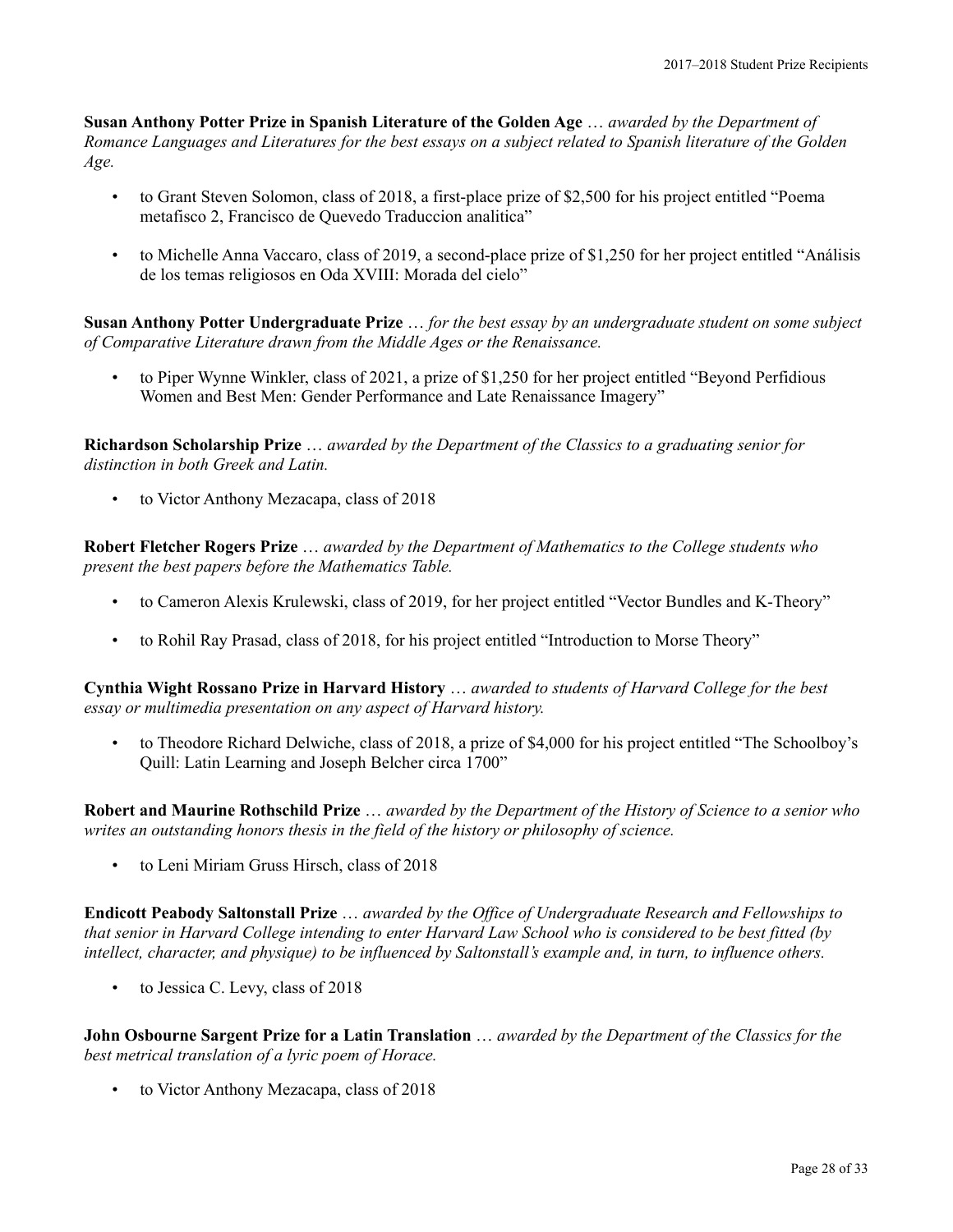**Susan Anthony Potter Prize in Spanish Literature of the Golden Age** … *awarded by the Department of Romance Languages and Literatures for the best essays on a subject related to Spanish literature of the Golden Age.*

- to Grant Steven Solomon, class of 2018, a first-place prize of $2,500 for his project entitled "Poema metafisco 2, Francisco de Quevedo Traduccion analitica"
- to Michelle Anna Vaccaro, class of 2019, a second-place prize of $1,250 for her project entitled "Análisis de los temas religiosos en Oda XVIII: Morada del cielo"

**Susan Anthony Potter Undergraduate Prize** … *for the best essay by an undergraduate student on some subject of Comparative Literature drawn from the Middle Ages or the Renaissance.*

- to Piper Wynne Winkler, class of 2021, a prize of $1,250 for her project entitled "Beyond Perfidious Women and Best Men: Gender Performance and Late Renaissance Imagery"

**Richardson Scholarship Prize** … *awarded by the Department of the Classics to a graduating senior for distinction in both Greek and Latin.*

- to Victor Anthony Mezacapa, class of 2018

**Robert Fletcher Rogers Prize** … *awarded by the Department of Mathematics to the College students who present the best papers before the Mathematics Table.*

- to Cameron Alexis Krulewski, class of 2019, for her project entitled "Vector Bundles and K-Theory"
- to Rohil Ray Prasad, class of 2018, for his project entitled "Introduction to Morse Theory"

**Cynthia Wight Rossano Prize in Harvard History** … *awarded to students of Harvard College for the best essay or multimedia presentation on any aspect of Harvard history.*

- to Theodore Richard Delwiche, class of 2018, a prize of $4,000 for his project entitled "The Schoolboy's Quill: Latin Learning and Joseph Belcher circa 1700"

**Robert and Maurine Rothschild Prize** … *awarded by the Department of the History of Science to a senior who writes an outstanding honors thesis in the field of the history or philosophy of science.*

- to Leni Miriam Gruss Hirsch, class of 2018

**Endicott Peabody Saltonstall Prize** … *awarded by the Office of Undergraduate Research and Fellowships to that senior in Harvard College intending to enter Harvard Law School who is considered to be best fitted (by intellect, character, and physique) to be influenced by Saltonstall's example and, in turn, to influence others.*

- to Jessica C. Levy, class of 2018

**John Osbourne Sargent Prize for a Latin Translation** … *awarded by the Department of the Classics for the best metrical translation of a lyric poem of Horace.*

- to Victor Anthony Mezacapa, class of 2018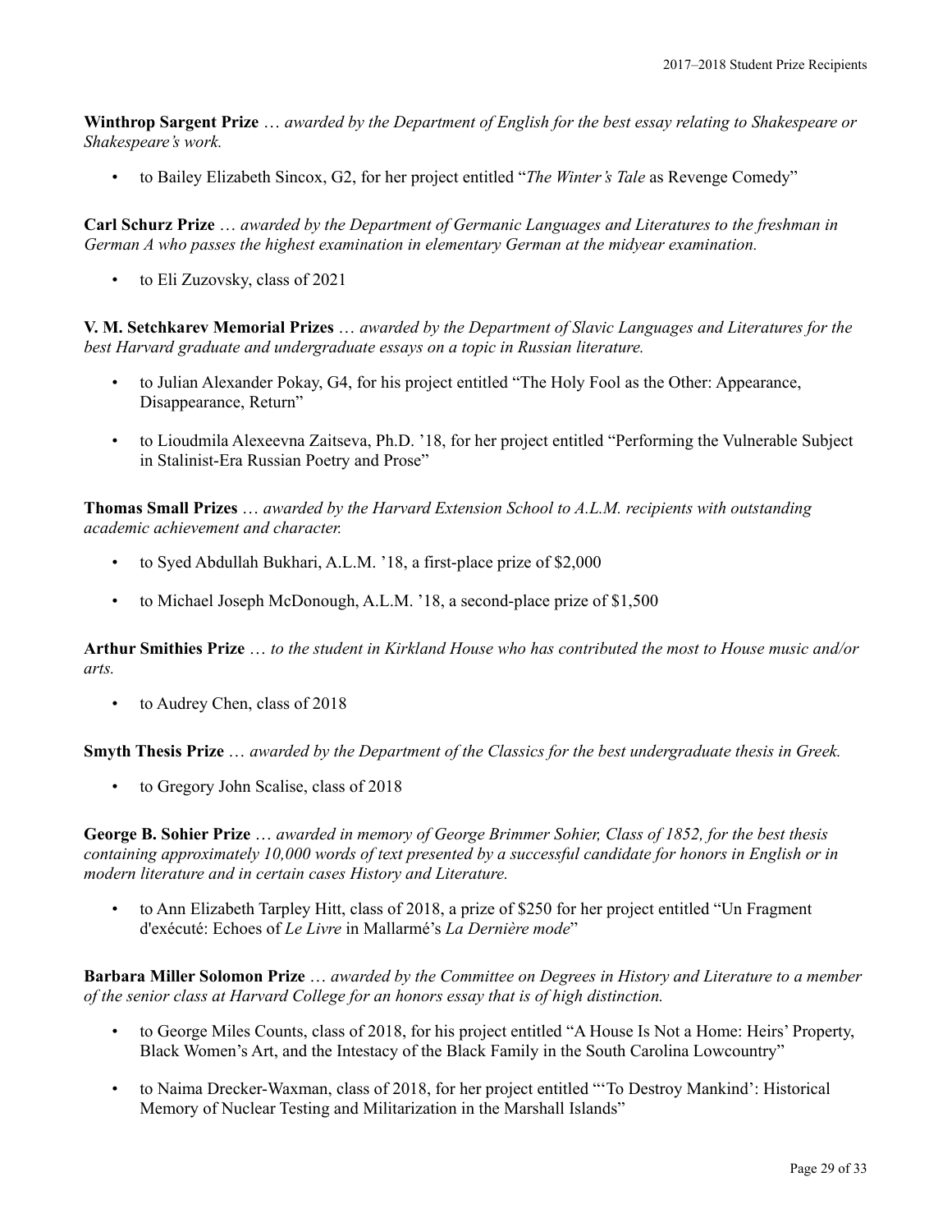**Winthrop Sargent Prize** … *awarded by the Department of English for the best essay relating to Shakespeare or Shakespeare's work.*

- to Bailey Elizabeth Sincox, G2, for her project entitled "*The Winter's Tale* as Revenge Comedy"

**Carl Schurz Prize** … *awarded by the Department of Germanic Languages and Literatures to the freshman in German A who passes the highest examination in elementary German at the midyear examination.*

- to Eli Zuzovsky, class of 2021

**V. M. Setchkarev Memorial Prizes** … *awarded by the Department of Slavic Languages and Literatures for the best Harvard graduate and undergraduate essays on a topic in Russian literature.*

- to Julian Alexander Pokay, G4, for his project entitled "The Holy Fool as the Other: Appearance, Disappearance, Return"
- to Lioudmila Alexeevna Zaitseva, Ph.D. '18, for her project entitled "Performing the Vulnerable Subject in Stalinist-Era Russian Poetry and Prose"

**Thomas Small Prizes** … *awarded by the Harvard Extension School to A.L.M. recipients with outstanding academic achievement and character.*

- to Syed Abdullah Bukhari, A.L.M. '18, a first-place prize of $2,000
- to Michael Joseph McDonough, A.L.M. '18, a second-place prize of $1,500

**Arthur Smithies Prize** … *to the student in Kirkland House who has contributed the most to House music and/or arts.*

- to Audrey Chen, class of 2018

**Smyth Thesis Prize** … *awarded by the Department of the Classics for the best undergraduate thesis in Greek.*

- to Gregory John Scalise, class of 2018

**George B. Sohier Prize** … *awarded in memory of George Brimmer Sohier, Class of 1852, for the best thesis containing approximately 10,000 words of text presented by a successful candidate for honors in English or in modern literature and in certain cases History and Literature.*

- to Ann Elizabeth Tarpley Hitt, class of 2018, a prize of $250 for her project entitled "Un Fragment d'exécuté: Echoes of *Le Livre* in Mallarmé's *La Dernière mode*"

**Barbara Miller Solomon Prize** … *awarded by the Committee on Degrees in History and Literature to a member of the senior class at Harvard College for an honors essay that is of high distinction.*

- to George Miles Counts, class of 2018, for his project entitled "A House Is Not a Home: Heirs' Property, Black Women's Art, and the Intestacy of the Black Family in the South Carolina Lowcountry"
- to Naima Drecker-Waxman, class of 2018, for her project entitled "'To Destroy Mankind': Historical Memory of Nuclear Testing and Militarization in the Marshall Islands"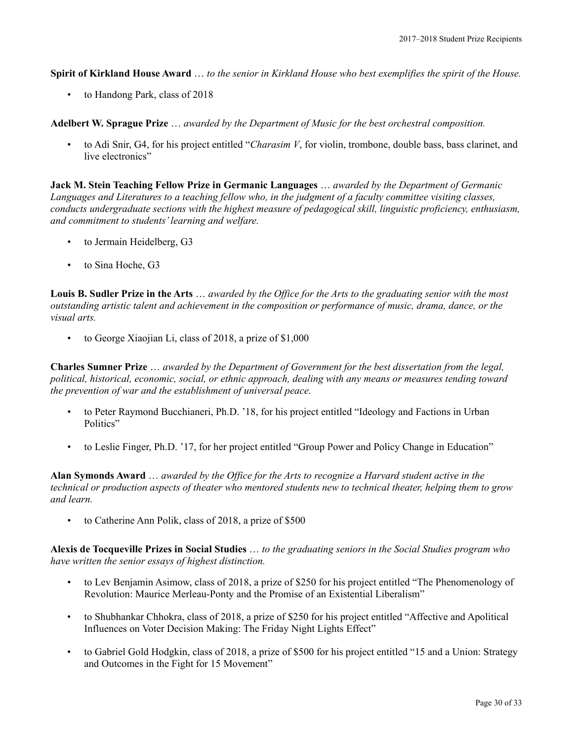**Spirit of Kirkland House Award** … *to the senior in Kirkland House who best exemplifies the spirit of the House.*

- to Handong Park, class of 2018

**Adelbert W. Sprague Prize** … *awarded by the Department of Music for the best orchestral composition.*

- to Adi Snir, G4, for his project entitled "*Charasim V*, for violin, trombone, double bass, bass clarinet, and live electronics"

**Jack M. Stein Teaching Fellow Prize in Germanic Languages** … *awarded by the Department of Germanic Languages and Literatures to a teaching fellow who, in the judgment of a faculty committee visiting classes, conducts undergraduate sections with the highest measure of pedagogical skill, linguistic proficiency, enthusiasm, and commitment to students' learning and welfare.*

- to Jermain Heidelberg, G3
- to Sina Hoche, G3

**Louis B. Sudler Prize in the Arts** … *awarded by the Office for the Arts to the graduating senior with the most outstanding artistic talent and achievement in the composition or performance of music, drama, dance, or the visual arts.*

- to George Xiaojian Li, class of 2018, a prize of $1,000

**Charles Sumner Prize** … *awarded by the Department of Government for the best dissertation from the legal, political, historical, economic, social, or ethnic approach, dealing with any means or measures tending toward the prevention of war and the establishment of universal peace.*

- to Peter Raymond Bucchianeri, Ph.D. '18, for his project entitled "Ideology and Factions in Urban Politics"
- to Leslie Finger, Ph.D. '17, for her project entitled "Group Power and Policy Change in Education"

**Alan Symonds Award** … *awarded by the Office for the Arts to recognize a Harvard student active in the technical or production aspects of theater who mentored students new to technical theater, helping them to grow and learn.*

- to Catherine Ann Polik, class of 2018, a prize of $500

**Alexis de Tocqueville Prizes in Social Studies** … *to the graduating seniors in the Social Studies program who have written the senior essays of highest distinction.*

- to Lev Benjamin Asimow, class of 2018, a prize of $250 for his project entitled "The Phenomenology of Revolution: Maurice Merleau-Ponty and the Promise of an Existential Liberalism"
- to Shubhankar Chhokra, class of 2018, a prize of $250 for his project entitled "Affective and Apolitical Influences on Voter Decision Making: The Friday Night Lights Effect"
- to Gabriel Gold Hodgkin, class of 2018, a prize of $500 for his project entitled "15 and a Union: Strategy and Outcomes in the Fight for 15 Movement"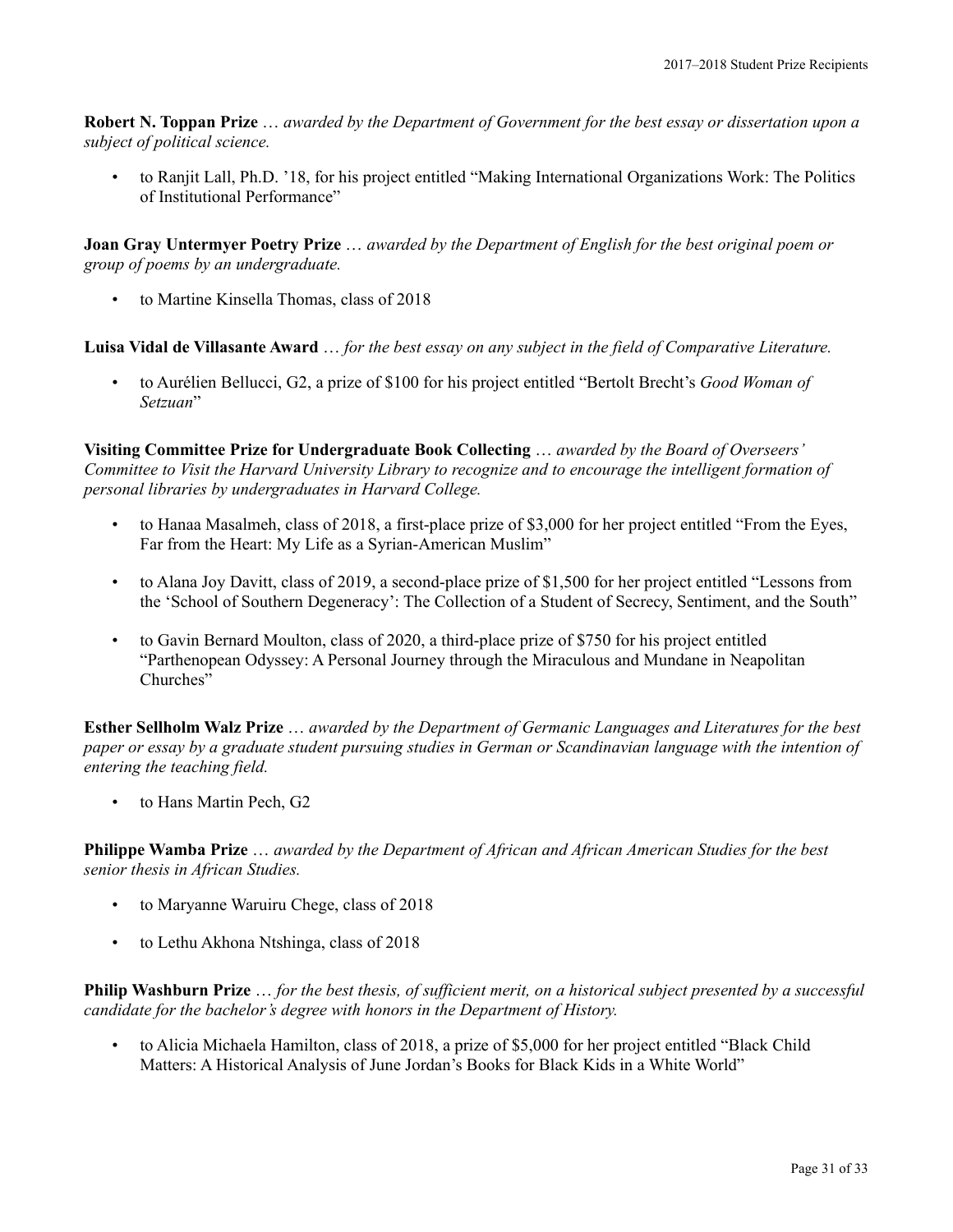**Robert N. Toppan Prize** … *awarded by the Department of Government for the best essay or dissertation upon a subject of political science.*

- to Ranjit Lall, Ph.D. '18, for his project entitled "Making International Organizations Work: The Politics of Institutional Performance"

**Joan Gray Untermyer Poetry Prize** … *awarded by the Department of English for the best original poem or group of poems by an undergraduate.*

- to Martine Kinsella Thomas, class of 2018

**Luisa Vidal de Villasante Award** … *for the best essay on any subject in the field of Comparative Literature.*

- to Aurélien Bellucci, G2, a prize of $100 for his project entitled "Bertolt Brecht's *Good Woman of Setzuan*"

**Visiting Committee Prize for Undergraduate Book Collecting** … *awarded by the Board of Overseers' Committee to Visit the Harvard University Library to recognize and to encourage the intelligent formation of personal libraries by undergraduates in Harvard College.*

- to Hanaa Masalmeh, class of 2018, a first-place prize of $3,000 for her project entitled "From the Eyes, Far from the Heart: My Life as a Syrian-American Muslim"
- to Alana Joy Davitt, class of 2019, a second-place prize of $1,500 for her project entitled "Lessons from the 'School of Southern Degeneracy': The Collection of a Student of Secrecy, Sentiment, and the South"
- to Gavin Bernard Moulton, class of 2020, a third-place prize of $750 for his project entitled "Parthenopean Odyssey: A Personal Journey through the Miraculous and Mundane in Neapolitan Churches"

**Esther Sellholm Walz Prize** … *awarded by the Department of Germanic Languages and Literatures for the best paper or essay by a graduate student pursuing studies in German or Scandinavian language with the intention of entering the teaching field.*

- to Hans Martin Pech, G2

**Philippe Wamba Prize** … *awarded by the Department of African and African American Studies for the best senior thesis in African Studies.*

- to Maryanne Waruiru Chege, class of 2018
- to Lethu Akhona Ntshinga, class of 2018

**Philip Washburn Prize** … *for the best thesis, of sufficient merit, on a historical subject presented by a successful candidate for the bachelor's degree with honors in the Department of History.*

- to Alicia Michaela Hamilton, class of 2018, a prize of $5,000 for her project entitled "Black Child Matters: A Historical Analysis of June Jordan's Books for Black Kids in a White World"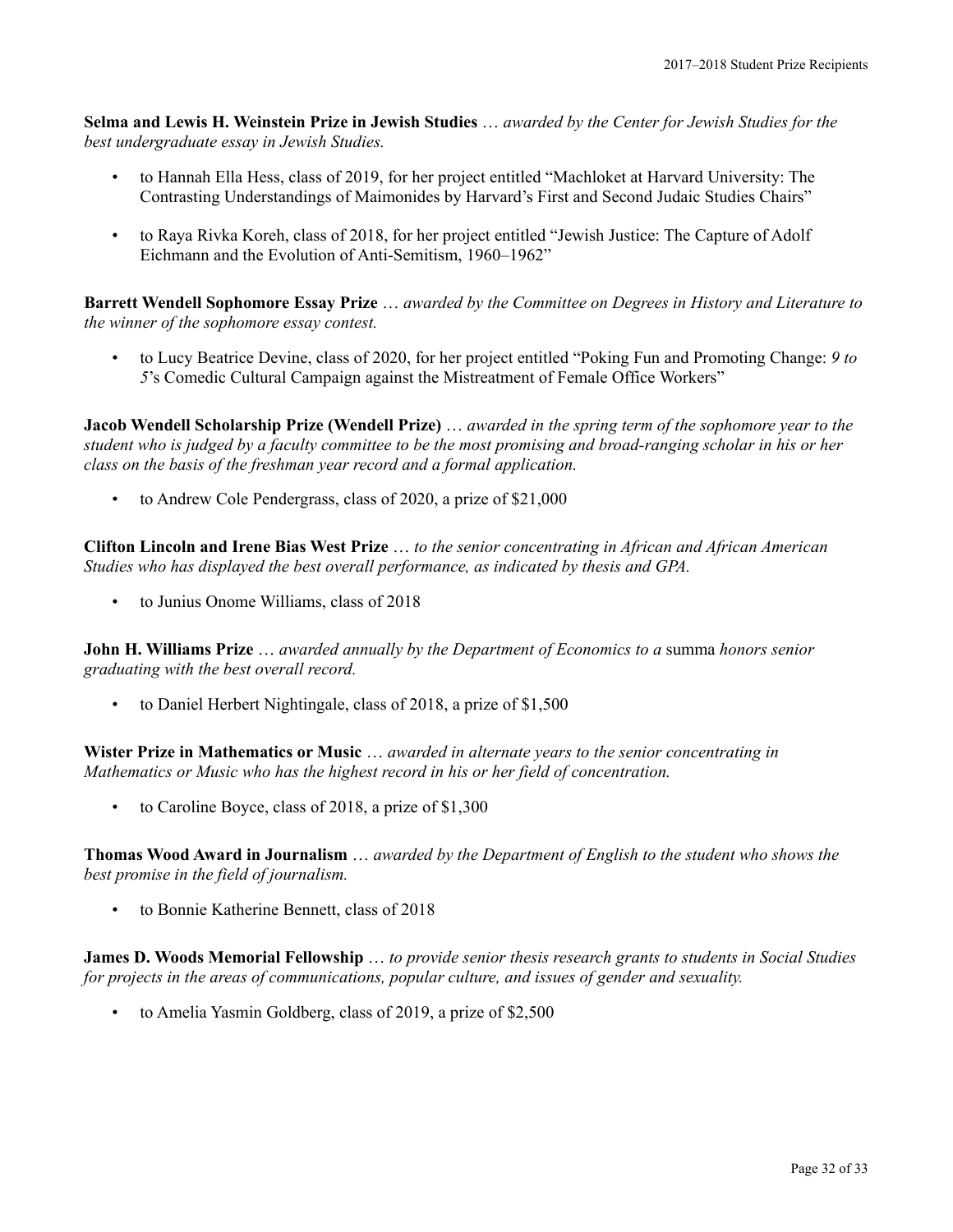**Selma and Lewis H. Weinstein Prize in Jewish Studies** … *awarded by the Center for Jewish Studies for the best undergraduate essay in Jewish Studies.*

- to Hannah Ella Hess, class of 2019, for her project entitled "Machloket at Harvard University: The Contrasting Understandings of Maimonides by Harvard's First and Second Judaic Studies Chairs"
- to Raya Rivka Koreh, class of 2018, for her project entitled "Jewish Justice: The Capture of Adolf Eichmann and the Evolution of Anti-Semitism, 1960–1962"

**Barrett Wendell Sophomore Essay Prize** … *awarded by the Committee on Degrees in History and Literature to the winner of the sophomore essay contest.*

- to Lucy Beatrice Devine, class of 2020, for her project entitled "Poking Fun and Promoting Change: *9 to 5*'s Comedic Cultural Campaign against the Mistreatment of Female Office Workers"

**Jacob Wendell Scholarship Prize (Wendell Prize)** … *awarded in the spring term of the sophomore year to the student who is judged by a faculty committee to be the most promising and broad-ranging scholar in his or her class on the basis of the freshman year record and a formal application.*

- to Andrew Cole Pendergrass, class of 2020, a prize of $21,000

**Clifton Lincoln and Irene Bias West Prize** … *to the senior concentrating in African and African American Studies who has displayed the best overall performance, as indicated by thesis and GPA.*

- to Junius Onome Williams, class of 2018

**John H. Williams Prize** … *awarded annually by the Department of Economics to a* summa *honors senior graduating with the best overall record.*

- to Daniel Herbert Nightingale, class of 2018, a prize of $1,500

**Wister Prize in Mathematics or Music** … *awarded in alternate years to the senior concentrating in Mathematics or Music who has the highest record in his or her field of concentration.*

- to Caroline Boyce, class of 2018, a prize of $1,300

**Thomas Wood Award in Journalism** … *awarded by the Department of English to the student who shows the best promise in the field of journalism.*

- to Bonnie Katherine Bennett, class of 2018

**James D. Woods Memorial Fellowship** … *to provide senior thesis research grants to students in Social Studies for projects in the areas of communications, popular culture, and issues of gender and sexuality.*

- to Amelia Yasmin Goldberg, class of 2019, a prize of $2,500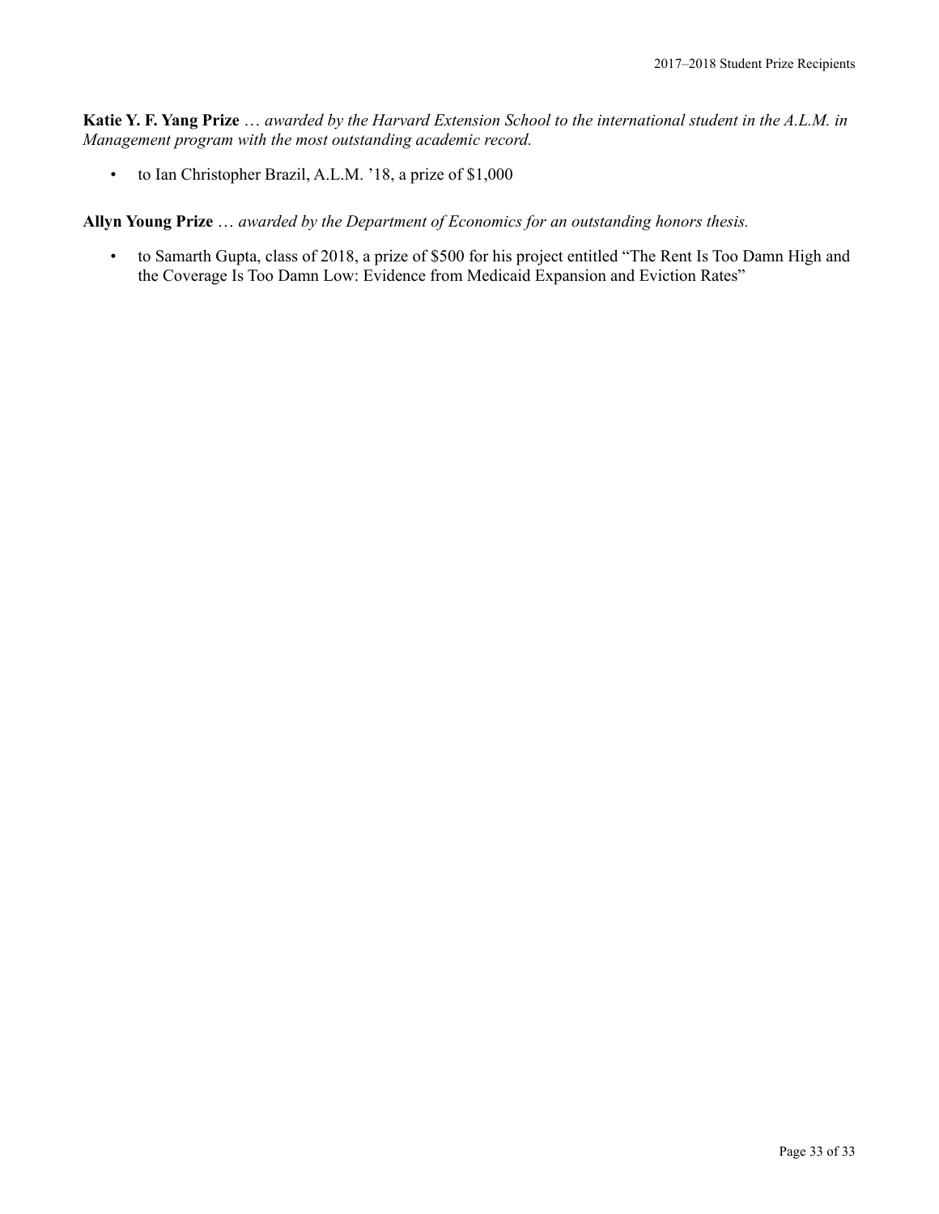**Katie Y. F. Yang Prize** … *awarded by the Harvard Extension School to the international student in the A.L.M. in Management program with the most outstanding academic record.*

- to Ian Christopher Brazil, A.L.M. ’18, a prize of $1,000

**Allyn Young Prize** … *awarded by the Department of Economics for an outstanding honors thesis.*

- to Samarth Gupta, class of 2018, a prize of $500 for his project entitled “The Rent Is Too Damn High and the Coverage Is Too Damn Low: Evidence from Medicaid Expansion and Eviction Rates”